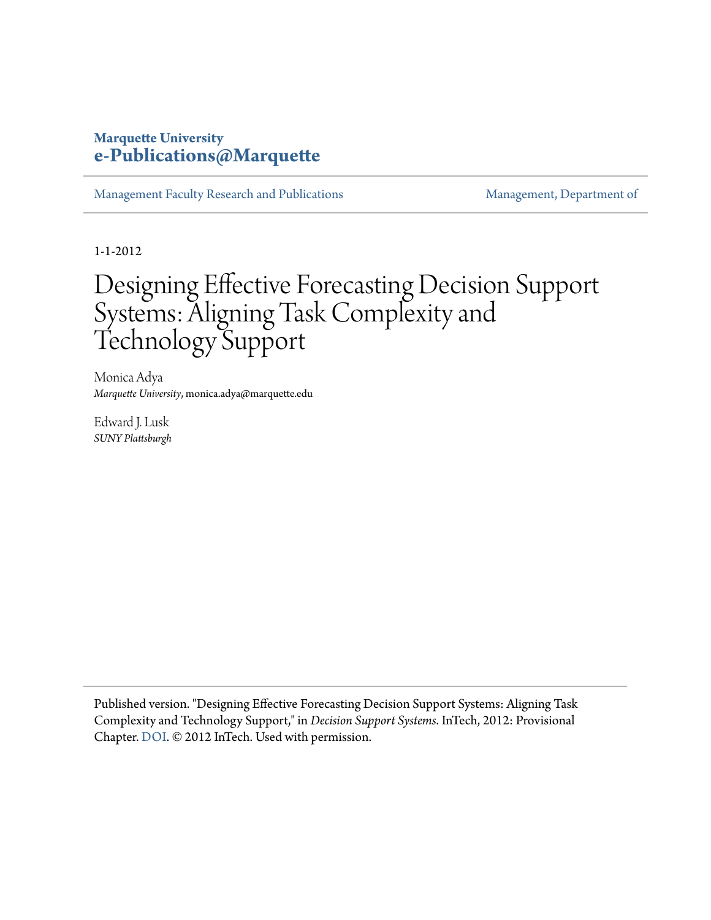Marquette University
**e-Publications@Marquette**

Management Faculty Research and Publications | Management, Department of

1-1-2012

# Designing Effective Forecasting Decision Support Systems: Aligning Task Complexity and Technology Support

Monica Adya
*Marquette University*, monica.adya@marquette.edu

Edward J. Lusk
*SUNY Plattsburgh*

Published version. "Designing Effective Forecasting Decision Support Systems: Aligning Task Complexity and Technology Support," in *Decision Support Systems*. InTech, 2012: Provisional Chapter. DOI. © 2012 InTech. Used with permission.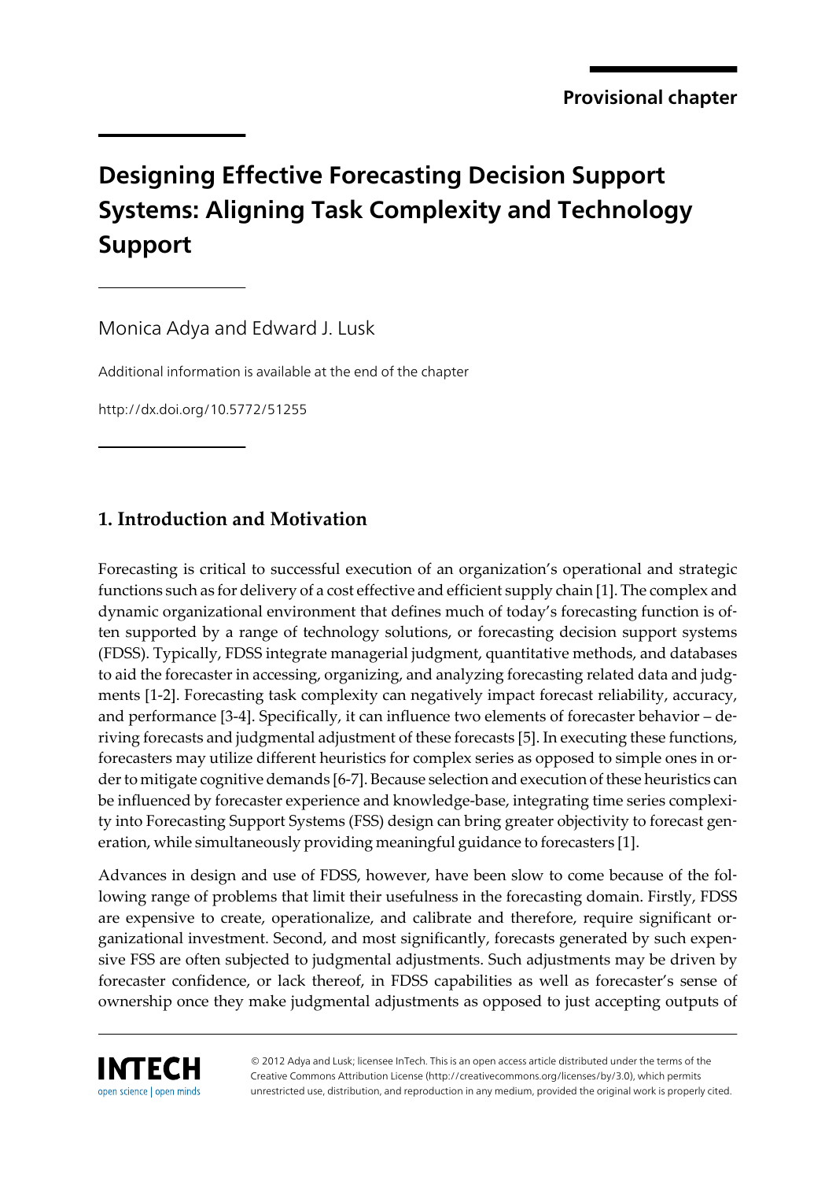Provisional chapter

# Designing Effective Forecasting Decision Support Systems: Aligning Task Complexity and Technology Support

Monica Adya and Edward J. Lusk

Additional information is available at the end of the chapter

http://dx.doi.org/10.5772/51255

## 1. Introduction and Motivation

Forecasting is critical to successful execution of an organization's operational and strategic functions such as for delivery of a cost effective and efficient supply chain [1]. The complex and dynamic organizational environment that defines much of today's forecasting function is often supported by a range of technology solutions, or forecasting decision support systems (FDSS). Typically, FDSS integrate managerial judgment, quantitative methods, and databases to aid the forecaster in accessing, organizing, and analyzing forecasting related data and judgments [1-2]. Forecasting task complexity can negatively impact forecast reliability, accuracy, and performance [3-4]. Specifically, it can influence two elements of forecaster behavior – deriving forecasts and judgmental adjustment of these forecasts [5]. In executing these functions, forecasters may utilize different heuristics for complex series as opposed to simple ones in order to mitigate cognitive demands [6-7]. Because selection and execution of these heuristics can be influenced by forecaster experience and knowledge-base, integrating time series complexity into Forecasting Support Systems (FSS) design can bring greater objectivity to forecast generation, while simultaneously providing meaningful guidance to forecasters [1].

Advances in design and use of FDSS, however, have been slow to come because of the following range of problems that limit their usefulness in the forecasting domain. Firstly, FDSS are expensive to create, operationalize, and calibrate and therefore, require significant organizational investment. Second, and most significantly, forecasts generated by such expensive FSS are often subjected to judgmental adjustments. Such adjustments may be driven by forecaster confidence, or lack thereof, in FDSS capabilities as well as forecaster's sense of ownership once they make judgmental adjustments as opposed to just accepting outputs of

© 2012 Adya and Lusk; licensee InTech. This is an open access article distributed under the terms of the Creative Commons Attribution License (http://creativecommons.org/licenses/by/3.0), which permits unrestricted use, distribution, and reproduction in any medium, provided the original work is properly cited.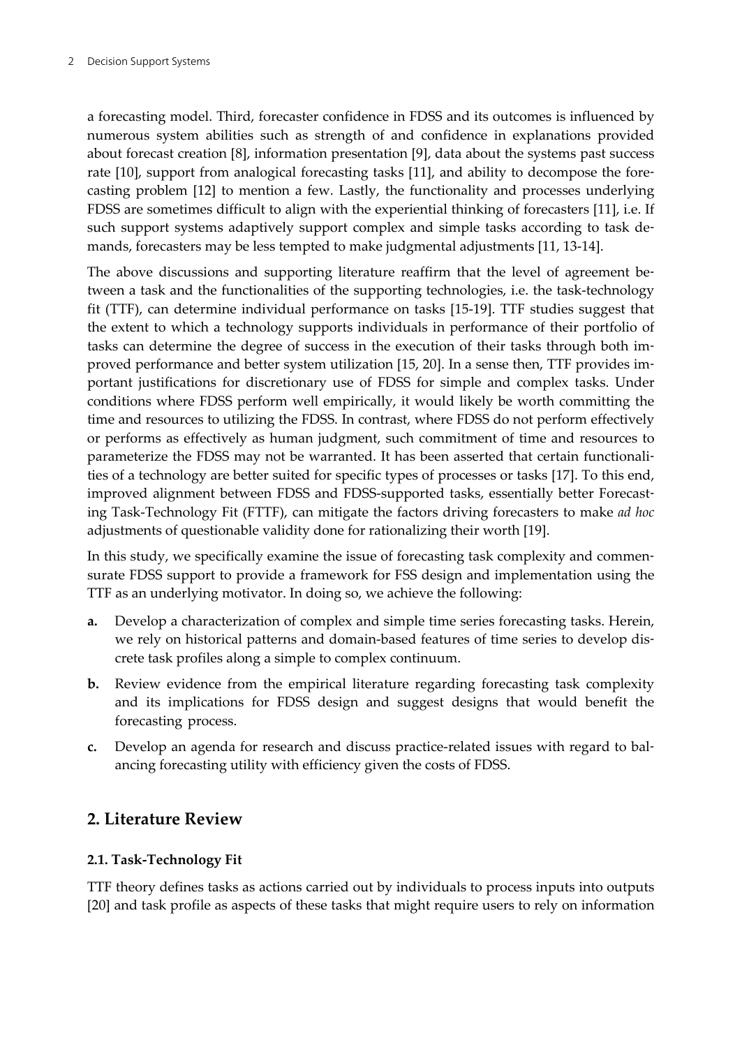a forecasting model. Third, forecaster confidence in FDSS and its outcomes is influenced by numerous system abilities such as strength of and confidence in explanations provided about forecast creation [8], information presentation [9], data about the systems past success rate [10], support from analogical forecasting tasks [11], and ability to decompose the forecasting problem [12] to mention a few. Lastly, the functionality and processes underlying FDSS are sometimes difficult to align with the experiential thinking of forecasters [11], i.e. If such support systems adaptively support complex and simple tasks according to task demands, forecasters may be less tempted to make judgmental adjustments [11, 13-14].

The above discussions and supporting literature reaffirm that the level of agreement between a task and the functionalities of the supporting technologies, i.e. the task-technology fit (TTF), can determine individual performance on tasks [15-19]. TTF studies suggest that the extent to which a technology supports individuals in performance of their portfolio of tasks can determine the degree of success in the execution of their tasks through both improved performance and better system utilization [15, 20]. In a sense then, TTF provides important justifications for discretionary use of FDSS for simple and complex tasks. Under conditions where FDSS perform well empirically, it would likely be worth committing the time and resources to utilizing the FDSS. In contrast, where FDSS do not perform effectively or performs as effectively as human judgment, such commitment of time and resources to parameterize the FDSS may not be warranted. It has been asserted that certain functionalities of a technology are better suited for specific types of processes or tasks [17]. To this end, improved alignment between FDSS and FDSS-supported tasks, essentially better Forecasting Task-Technology Fit (FTTF), can mitigate the factors driving forecasters to make *ad hoc* adjustments of questionable validity done for rationalizing their worth [19].

In this study, we specifically examine the issue of forecasting task complexity and commensurate FDSS support to provide a framework for FSS design and implementation using the TTF as an underlying motivator. In doing so, we achieve the following:

- **a.** Develop a characterization of complex and simple time series forecasting tasks. Herein, we rely on historical patterns and domain-based features of time series to develop discrete task profiles along a simple to complex continuum.
- **b.** Review evidence from the empirical literature regarding forecasting task complexity and its implications for FDSS design and suggest designs that would benefit the forecasting process.
- **c.** Develop an agenda for research and discuss practice-related issues with regard to balancing forecasting utility with efficiency given the costs of FDSS.

## 2. Literature Review

### 2.1. Task-Technology Fit

TTF theory defines tasks as actions carried out by individuals to process inputs into outputs [20] and task profile as aspects of these tasks that might require users to rely on information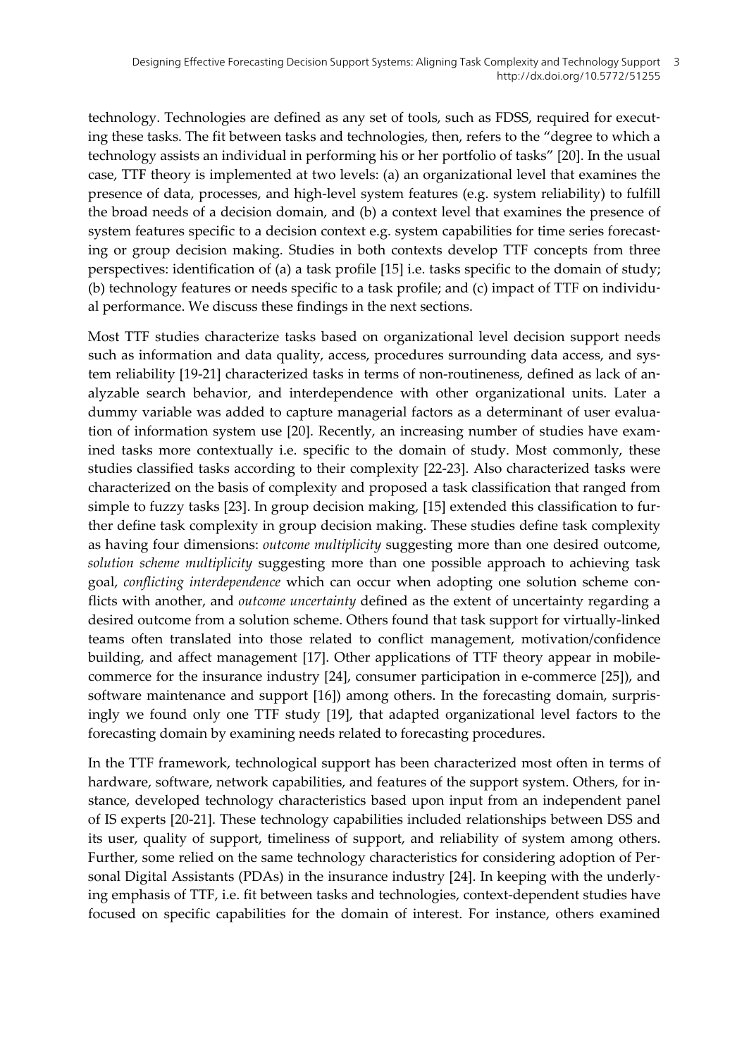technology. Technologies are defined as any set of tools, such as FDSS, required for executing these tasks. The fit between tasks and technologies, then, refers to the "degree to which a technology assists an individual in performing his or her portfolio of tasks" [20]. In the usual case, TTF theory is implemented at two levels: (a) an organizational level that examines the presence of data, processes, and high-level system features (e.g. system reliability) to fulfill the broad needs of a decision domain, and (b) a context level that examines the presence of system features specific to a decision context e.g. system capabilities for time series forecasting or group decision making. Studies in both contexts develop TTF concepts from three perspectives: identification of (a) a task profile [15] i.e. tasks specific to the domain of study; (b) technology features or needs specific to a task profile; and (c) impact of TTF on individual performance. We discuss these findings in the next sections.

Most TTF studies characterize tasks based on organizational level decision support needs such as information and data quality, access, procedures surrounding data access, and system reliability [19-21] characterized tasks in terms of non-routineness, defined as lack of analyzable search behavior, and interdependence with other organizational units. Later a dummy variable was added to capture managerial factors as a determinant of user evaluation of information system use [20]. Recently, an increasing number of studies have examined tasks more contextually i.e. specific to the domain of study. Most commonly, these studies classified tasks according to their complexity [22-23]. Also characterized tasks were characterized on the basis of complexity and proposed a task classification that ranged from simple to fuzzy tasks [23]. In group decision making, [15] extended this classification to further define task complexity in group decision making. These studies define task complexity as having four dimensions: *outcome multiplicity* suggesting more than one desired outcome, *solution scheme multiplicity* suggesting more than one possible approach to achieving task goal, *conflicting interdependence* which can occur when adopting one solution scheme conflicts with another, and *outcome uncertainty* defined as the extent of uncertainty regarding a desired outcome from a solution scheme. Others found that task support for virtually-linked teams often translated into those related to conflict management, motivation/confidence building, and affect management [17]. Other applications of TTF theory appear in mobile-commerce for the insurance industry [24], consumer participation in e-commerce [25]), and software maintenance and support [16]) among others. In the forecasting domain, surprisingly we found only one TTF study [19], that adapted organizational level factors to the forecasting domain by examining needs related to forecasting procedures.

In the TTF framework, technological support has been characterized most often in terms of hardware, software, network capabilities, and features of the support system. Others, for instance, developed technology characteristics based upon input from an independent panel of IS experts [20-21]. These technology capabilities included relationships between DSS and its user, quality of support, timeliness of support, and reliability of system among others. Further, some relied on the same technology characteristics for considering adoption of Personal Digital Assistants (PDAs) in the insurance industry [24]. In keeping with the underlying emphasis of TTF, i.e. fit between tasks and technologies, context-dependent studies have focused on specific capabilities for the domain of interest. For instance, others examined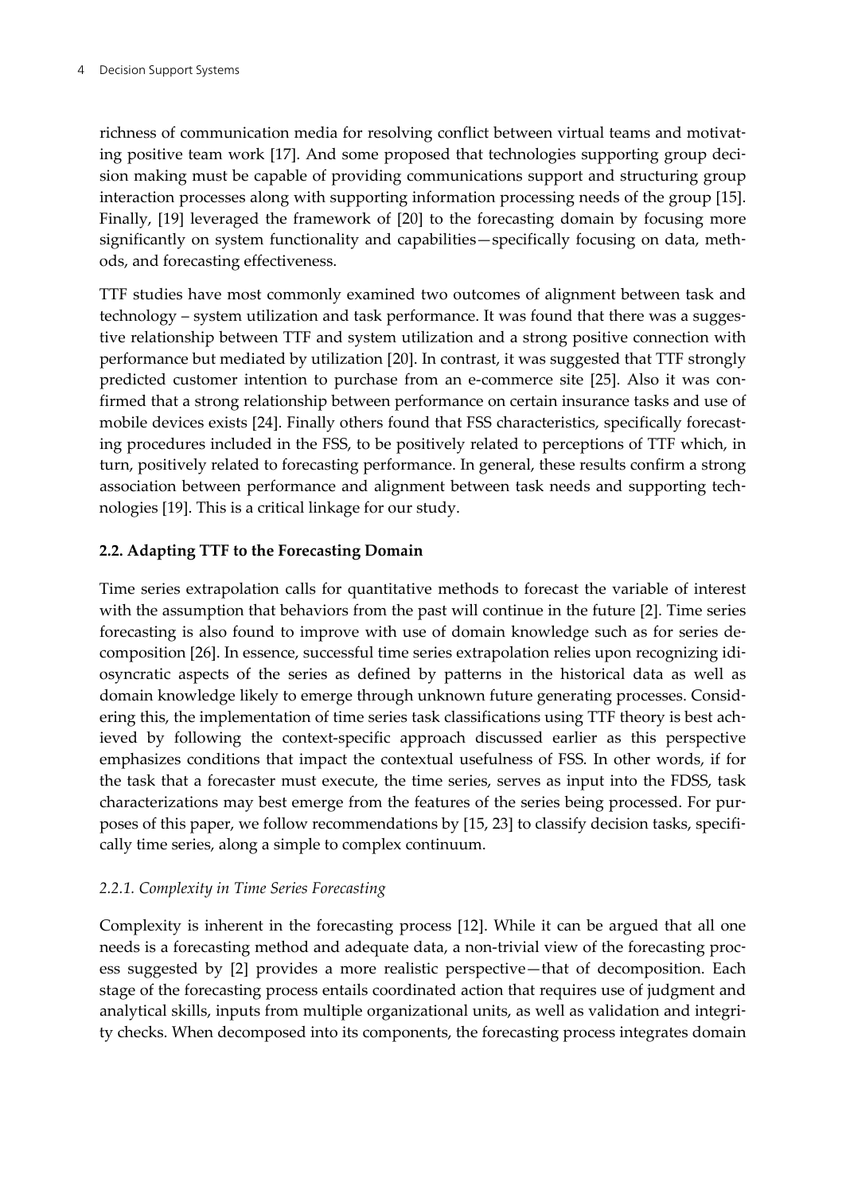richness of communication media for resolving conflict between virtual teams and motivating positive team work [17]. And some proposed that technologies supporting group decision making must be capable of providing communications support and structuring group interaction processes along with supporting information processing needs of the group [15]. Finally, [19] leveraged the framework of [20] to the forecasting domain by focusing more significantly on system functionality and capabilities—specifically focusing on data, methods, and forecasting effectiveness.

TTF studies have most commonly examined two outcomes of alignment between task and technology – system utilization and task performance. It was found that there was a suggestive relationship between TTF and system utilization and a strong positive connection with performance but mediated by utilization [20]. In contrast, it was suggested that TTF strongly predicted customer intention to purchase from an e-commerce site [25]. Also it was confirmed that a strong relationship between performance on certain insurance tasks and use of mobile devices exists [24]. Finally others found that FSS characteristics, specifically forecasting procedures included in the FSS, to be positively related to perceptions of TTF which, in turn, positively related to forecasting performance. In general, these results confirm a strong association between performance and alignment between task needs and supporting technologies [19]. This is a critical linkage for our study.

### 2.2. Adapting TTF to the Forecasting Domain

Time series extrapolation calls for quantitative methods to forecast the variable of interest with the assumption that behaviors from the past will continue in the future [2]. Time series forecasting is also found to improve with use of domain knowledge such as for series decomposition [26]. In essence, successful time series extrapolation relies upon recognizing idiosyncratic aspects of the series as defined by patterns in the historical data as well as domain knowledge likely to emerge through unknown future generating processes. Considering this, the implementation of time series task classifications using TTF theory is best achieved by following the context-specific approach discussed earlier as this perspective emphasizes conditions that impact the contextual usefulness of FSS. In other words, if for the task that a forecaster must execute, the time series, serves as input into the FDSS, task characterizations may best emerge from the features of the series being processed. For purposes of this paper, we follow recommendations by [15, 23] to classify decision tasks, specifically time series, along a simple to complex continuum.

#### *2.2.1. Complexity in Time Series Forecasting*

Complexity is inherent in the forecasting process [12]. While it can be argued that all one needs is a forecasting method and adequate data, a non-trivial view of the forecasting process suggested by [2] provides a more realistic perspective—that of decomposition. Each stage of the forecasting process entails coordinated action that requires use of judgment and analytical skills, inputs from multiple organizational units, as well as validation and integrity checks. When decomposed into its components, the forecasting process integrates domain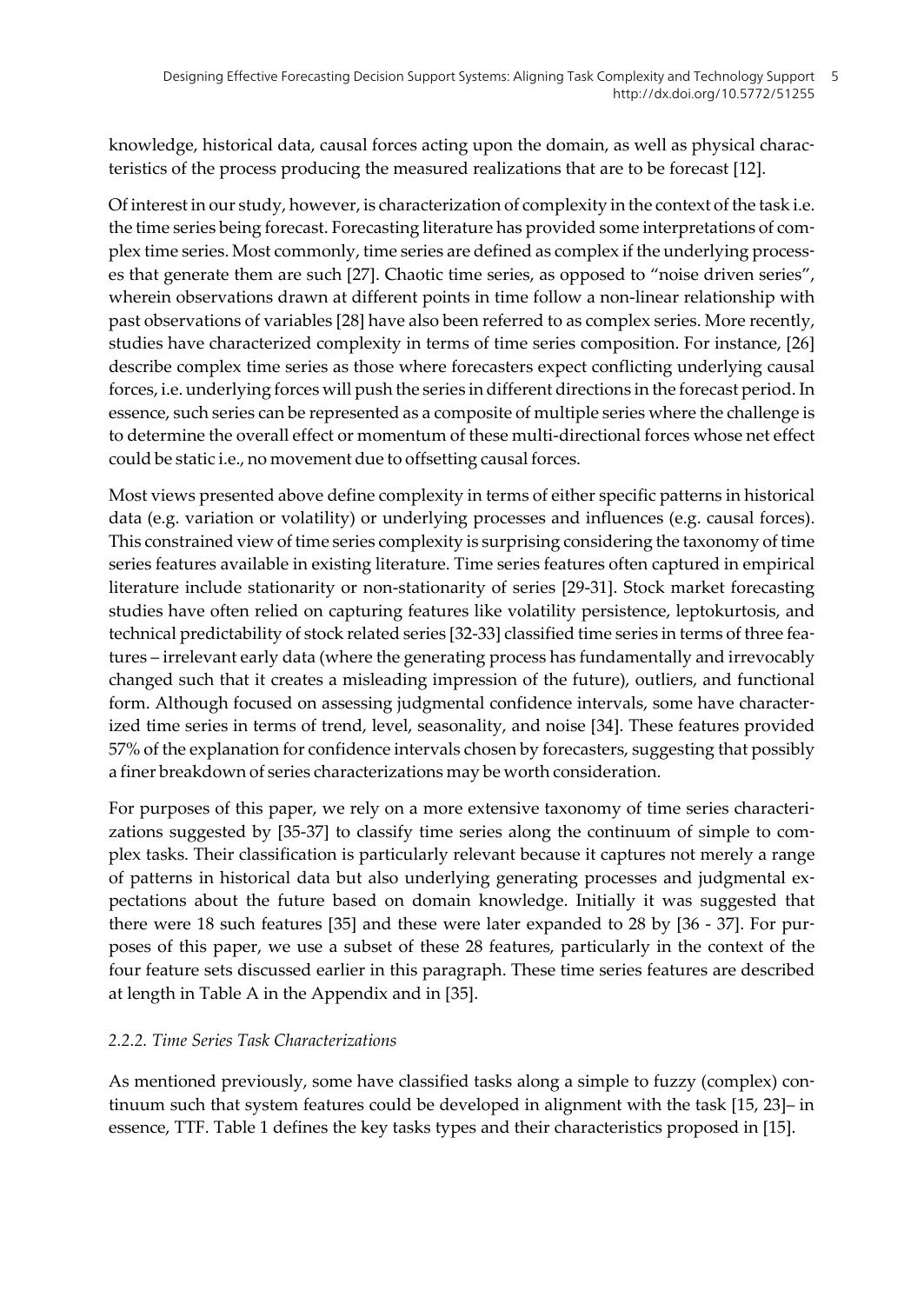knowledge, historical data, causal forces acting upon the domain, as well as physical characteristics of the process producing the measured realizations that are to be forecast [12].

Of interest in our study, however, is characterization of complexity in the context of the task i.e. the time series being forecast. Forecasting literature has provided some interpretations of complex time series. Most commonly, time series are defined as complex if the underlying processes that generate them are such [27]. Chaotic time series, as opposed to "noise driven series", wherein observations drawn at different points in time follow a non-linear relationship with past observations of variables [28] have also been referred to as complex series. More recently, studies have characterized complexity in terms of time series composition. For instance, [26] describe complex time series as those where forecasters expect conflicting underlying causal forces, i.e. underlying forces will push the series in different directions in the forecast period. In essence, such series can be represented as a composite of multiple series where the challenge is to determine the overall effect or momentum of these multi-directional forces whose net effect could be static i.e., no movement due to offsetting causal forces.

Most views presented above define complexity in terms of either specific patterns in historical data (e.g. variation or volatility) or underlying processes and influences (e.g. causal forces). This constrained view of time series complexity is surprising considering the taxonomy of time series features available in existing literature. Time series features often captured in empirical literature include stationarity or non-stationarity of series [29-31]. Stock market forecasting studies have often relied on capturing features like volatility persistence, leptokurtosis, and technical predictability of stock related series [32-33] classified time series in terms of three features – irrelevant early data (where the generating process has fundamentally and irrevocably changed such that it creates a misleading impression of the future), outliers, and functional form. Although focused on assessing judgmental confidence intervals, some have characterized time series in terms of trend, level, seasonality, and noise [34]. These features provided 57% of the explanation for confidence intervals chosen by forecasters, suggesting that possibly a finer breakdown of series characterizations may be worth consideration.

For purposes of this paper, we rely on a more extensive taxonomy of time series characterizations suggested by [35-37] to classify time series along the continuum of simple to complex tasks. Their classification is particularly relevant because it captures not merely a range of patterns in historical data but also underlying generating processes and judgmental expectations about the future based on domain knowledge. Initially it was suggested that there were 18 such features [35] and these were later expanded to 28 by [36 - 37]. For purposes of this paper, we use a subset of these 28 features, particularly in the context of the four feature sets discussed earlier in this paragraph. These time series features are described at length in Table A in the Appendix and in [35].

### *2.2.2. Time Series Task Characterizations*

As mentioned previously, some have classified tasks along a simple to fuzzy (complex) continuum such that system features could be developed in alignment with the task [15, 23]– in essence, TTF. Table 1 defines the key tasks types and their characteristics proposed in [15].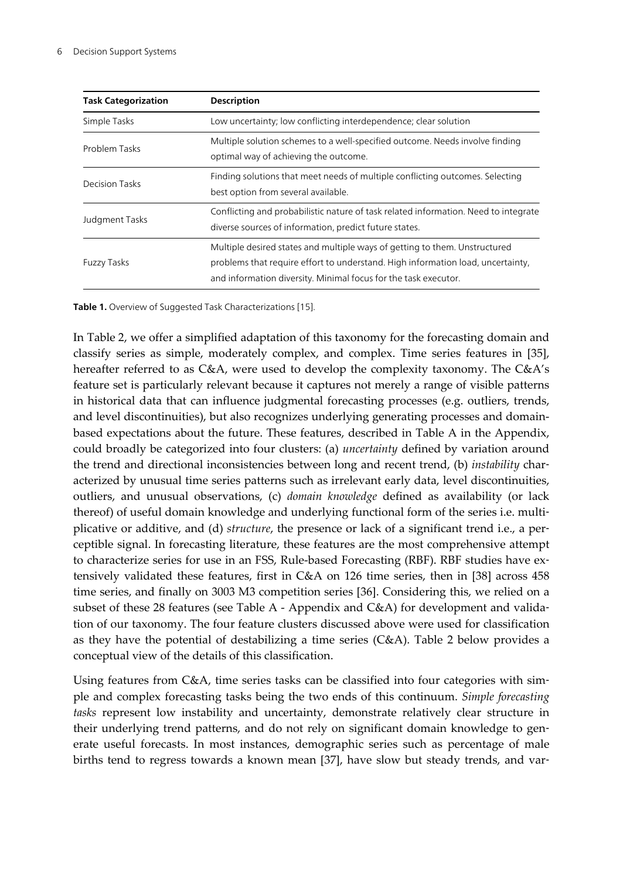| Task Categorization | Description |
| --- | --- |
| Simple Tasks | Low uncertainty; low conflicting interdependence; clear solution |
| Problem Tasks | Multiple solution schemes to a well-specified outcome. Needs involve finding optimal way of achieving the outcome. |
| Decision Tasks | Finding solutions that meet needs of multiple conflicting outcomes. Selecting best option from several available. |
| Judgment Tasks | Conflicting and probabilistic nature of task related information. Need to integrate diverse sources of information, predict future states. |
| Fuzzy Tasks | Multiple desired states and multiple ways of getting to them. Unstructured problems that require effort to understand. High information load, uncertainty, and information diversity. Minimal focus for the task executor. |

**Table 1.** Overview of Suggested Task Characterizations [15].

In Table 2, we offer a simplified adaptation of this taxonomy for the forecasting domain and classify series as simple, moderately complex, and complex. Time series features in [35], hereafter referred to as C&A, were used to develop the complexity taxonomy. The C&A's feature set is particularly relevant because it captures not merely a range of visible patterns in historical data that can influence judgmental forecasting processes (e.g. outliers, trends, and level discontinuities), but also recognizes underlying generating processes and domain-based expectations about the future. These features, described in Table A in the Appendix, could broadly be categorized into four clusters: (a) *uncertainty* defined by variation around the trend and directional inconsistencies between long and recent trend, (b) *instability* characterized by unusual time series patterns such as irrelevant early data, level discontinuities, outliers, and unusual observations, (c) *domain knowledge* defined as availability (or lack thereof) of useful domain knowledge and underlying functional form of the series i.e. multiplicative or additive, and (d) *structure*, the presence or lack of a significant trend i.e., a perceptible signal. In forecasting literature, these features are the most comprehensive attempt to characterize series for use in an FSS, Rule-based Forecasting (RBF). RBF studies have extensively validated these features, first in C&A on 126 time series, then in [38] across 458 time series, and finally on 3003 M3 competition series [36]. Considering this, we relied on a subset of these 28 features (see Table A - Appendix and C&A) for development and validation of our taxonomy. The four feature clusters discussed above were used for classification as they have the potential of destabilizing a time series (C&A). Table 2 below provides a conceptual view of the details of this classification.

Using features from C&A, time series tasks can be classified into four categories with simple and complex forecasting tasks being the two ends of this continuum. *Simple forecasting tasks* represent low instability and uncertainty, demonstrate relatively clear structure in their underlying trend patterns, and do not rely on significant domain knowledge to generate useful forecasts. In most instances, demographic series such as percentage of male births tend to regress towards a known mean [37], have slow but steady trends, and var-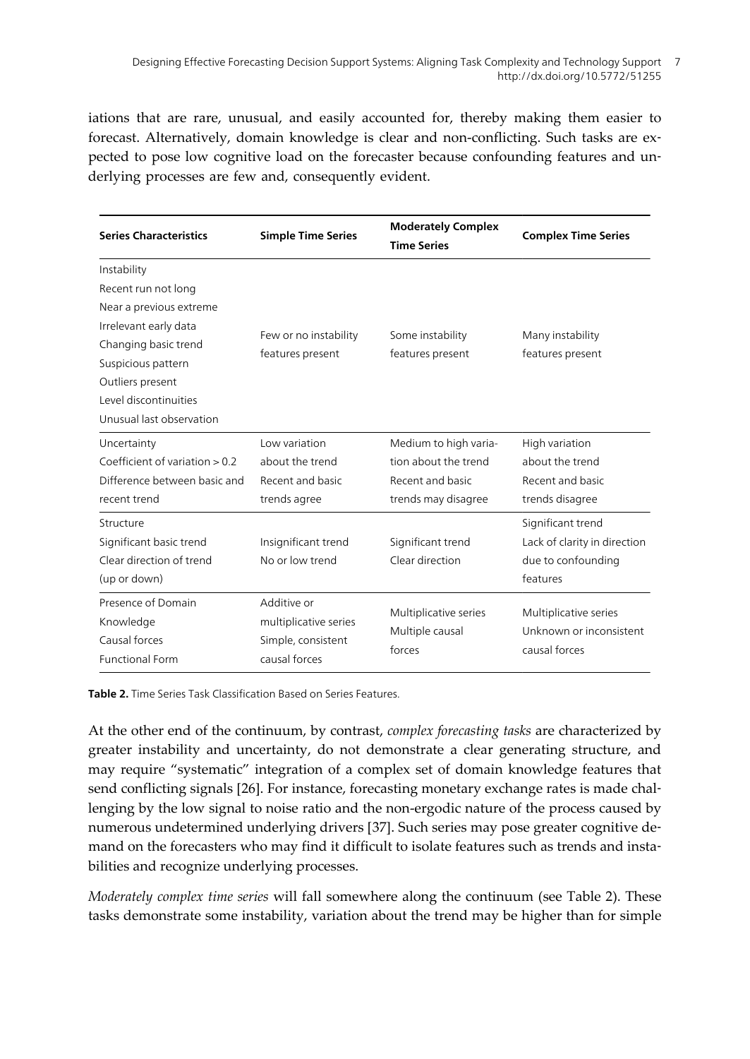iations that are rare, unusual, and easily accounted for, thereby making them easier to forecast. Alternatively, domain knowledge is clear and non-conflicting. Such tasks are expected to pose low cognitive load on the forecaster because confounding features and underlying processes are few and, consequently evident.

| Series Characteristics | Simple Time Series | Moderately Complex Time Series | Complex Time Series |
|---|---|---|---|
| Instability<br>Recent run not long<br>Near a previous extreme<br>Irrelevant early data<br>Changing basic trend<br>Suspicious pattern<br>Outliers present<br>Level discontinuities<br>Unusual last observation | Few or no instability features present | Some instability features present | Many instability features present |
| Uncertainty<br>Coefficient of variation > 0.2<br>Difference between basic and recent trend | Low variation about the trend<br>Recent and basic trends agree | Medium to high variation about the trend<br>Recent and basic trends may disagree | High variation about the trend<br>Recent and basic trends disagree |
| Structure<br>Significant basic trend<br>Clear direction of trend (up or down) | Insignificant trend<br>No or low trend | Significant trend<br>Clear direction | Significant trend<br>Lack of clarity in direction due to confounding features |
| Presence of Domain Knowledge<br>Causal forces<br>Functional Form | Additive or multiplicative series<br>Simple, consistent causal forces | Multiplicative series<br>Multiple causal forces | Multiplicative series<br>Unknown or inconsistent causal forces |

**Table 2.** Time Series Task Classification Based on Series Features.

At the other end of the continuum, by contrast, *complex forecasting tasks* are characterized by greater instability and uncertainty, do not demonstrate a clear generating structure, and may require "systematic" integration of a complex set of domain knowledge features that send conflicting signals [26]. For instance, forecasting monetary exchange rates is made challenging by the low signal to noise ratio and the non-ergodic nature of the process caused by numerous undetermined underlying drivers [37]. Such series may pose greater cognitive demand on the forecasters who may find it difficult to isolate features such as trends and instabilities and recognize underlying processes.

*Moderately complex time series* will fall somewhere along the continuum (see Table 2). These tasks demonstrate some instability, variation about the trend may be higher than for simple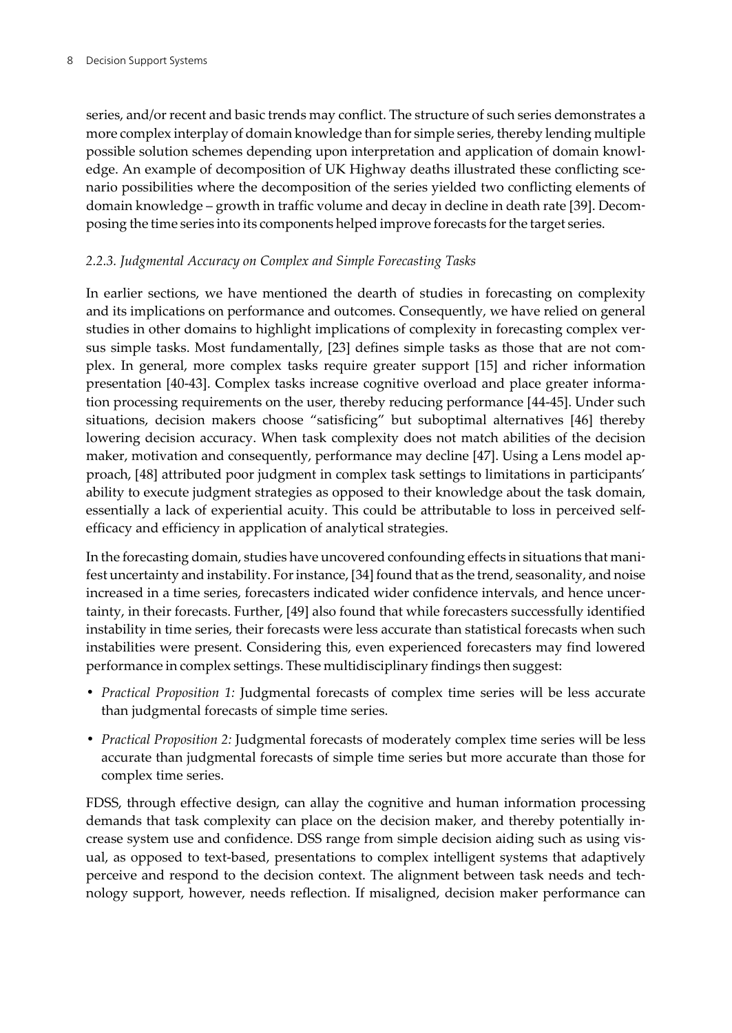series, and/or recent and basic trends may conflict. The structure of such series demonstrates a more complex interplay of domain knowledge than for simple series, thereby lending multiple possible solution schemes depending upon interpretation and application of domain knowledge. An example of decomposition of UK Highway deaths illustrated these conflicting scenario possibilities where the decomposition of the series yielded two conflicting elements of domain knowledge – growth in traffic volume and decay in decline in death rate [39]. Decomposing the time series into its components helped improve forecasts for the target series.

### *2.2.3. Judgmental Accuracy on Complex and Simple Forecasting Tasks*

In earlier sections, we have mentioned the dearth of studies in forecasting on complexity and its implications on performance and outcomes. Consequently, we have relied on general studies in other domains to highlight implications of complexity in forecasting complex versus simple tasks. Most fundamentally, [23] defines simple tasks as those that are not complex. In general, more complex tasks require greater support [15] and richer information presentation [40-43]. Complex tasks increase cognitive overload and place greater information processing requirements on the user, thereby reducing performance [44-45]. Under such situations, decision makers choose "satisficing" but suboptimal alternatives [46] thereby lowering decision accuracy. When task complexity does not match abilities of the decision maker, motivation and consequently, performance may decline [47]. Using a Lens model approach, [48] attributed poor judgment in complex task settings to limitations in participants' ability to execute judgment strategies as opposed to their knowledge about the task domain, essentially a lack of experiential acuity. This could be attributable to loss in perceived self-efficacy and efficiency in application of analytical strategies.

In the forecasting domain, studies have uncovered confounding effects in situations that manifest uncertainty and instability. For instance, [34] found that as the trend, seasonality, and noise increased in a time series, forecasters indicated wider confidence intervals, and hence uncertainty, in their forecasts. Further, [49] also found that while forecasters successfully identified instability in time series, their forecasts were less accurate than statistical forecasts when such instabilities were present. Considering this, even experienced forecasters may find lowered performance in complex settings. These multidisciplinary findings then suggest:

- *Practical Proposition 1:* Judgmental forecasts of complex time series will be less accurate than judgmental forecasts of simple time series.
- *Practical Proposition 2:* Judgmental forecasts of moderately complex time series will be less accurate than judgmental forecasts of simple time series but more accurate than those for complex time series.

FDSS, through effective design, can allay the cognitive and human information processing demands that task complexity can place on the decision maker, and thereby potentially increase system use and confidence. DSS range from simple decision aiding such as using visual, as opposed to text-based, presentations to complex intelligent systems that adaptively perceive and respond to the decision context. The alignment between task needs and technology support, however, needs reflection. If misaligned, decision maker performance can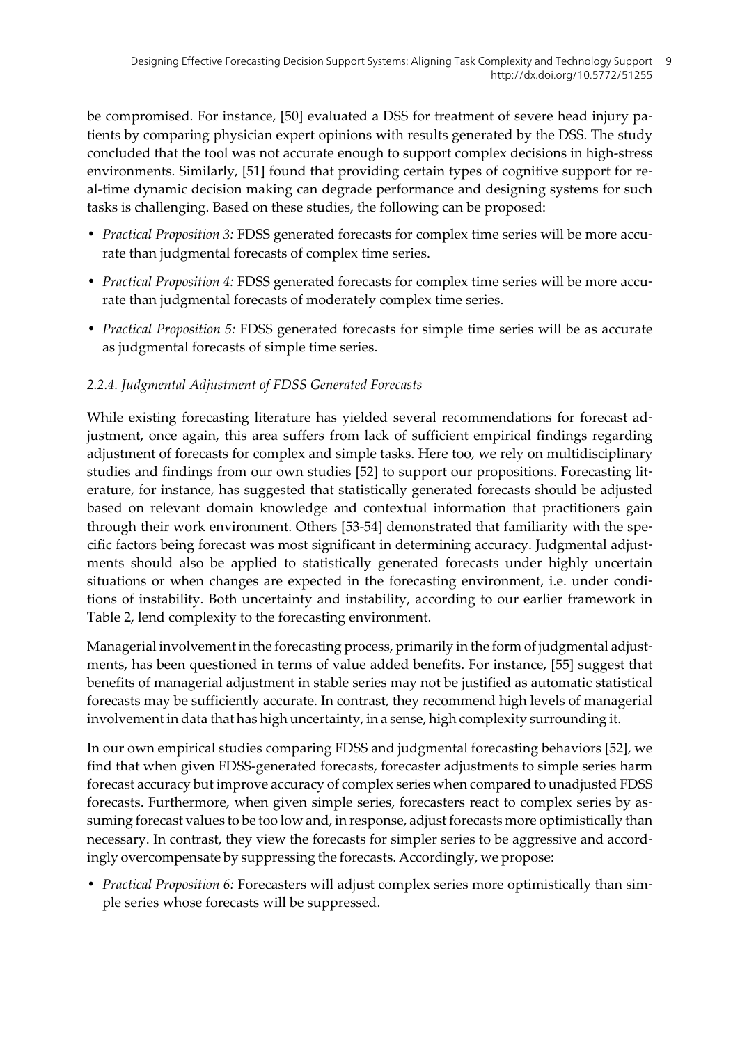be compromised. For instance, [50] evaluated a DSS for treatment of severe head injury patients by comparing physician expert opinions with results generated by the DSS. The study concluded that the tool was not accurate enough to support complex decisions in high-stress environments. Similarly, [51] found that providing certain types of cognitive support for real-time dynamic decision making can degrade performance and designing systems for such tasks is challenging. Based on these studies, the following can be proposed:

- *Practical Proposition 3:* FDSS generated forecasts for complex time series will be more accurate than judgmental forecasts of complex time series.
- *Practical Proposition 4:* FDSS generated forecasts for complex time series will be more accurate than judgmental forecasts of moderately complex time series.
- *Practical Proposition 5:* FDSS generated forecasts for simple time series will be as accurate as judgmental forecasts of simple time series.

### *2.2.4. Judgmental Adjustment of FDSS Generated Forecasts*

While existing forecasting literature has yielded several recommendations for forecast adjustment, once again, this area suffers from lack of sufficient empirical findings regarding adjustment of forecasts for complex and simple tasks. Here too, we rely on multidisciplinary studies and findings from our own studies [52] to support our propositions. Forecasting literature, for instance, has suggested that statistically generated forecasts should be adjusted based on relevant domain knowledge and contextual information that practitioners gain through their work environment. Others [53-54] demonstrated that familiarity with the specific factors being forecast was most significant in determining accuracy. Judgmental adjustments should also be applied to statistically generated forecasts under highly uncertain situations or when changes are expected in the forecasting environment, i.e. under conditions of instability. Both uncertainty and instability, according to our earlier framework in Table 2, lend complexity to the forecasting environment.

Managerial involvement in the forecasting process, primarily in the form of judgmental adjustments, has been questioned in terms of value added benefits. For instance, [55] suggest that benefits of managerial adjustment in stable series may not be justified as automatic statistical forecasts may be sufficiently accurate. In contrast, they recommend high levels of managerial involvement in data that has high uncertainty, in a sense, high complexity surrounding it.

In our own empirical studies comparing FDSS and judgmental forecasting behaviors [52], we find that when given FDSS-generated forecasts, forecaster adjustments to simple series harm forecast accuracy but improve accuracy of complex series when compared to unadjusted FDSS forecasts. Furthermore, when given simple series, forecasters react to complex series by assuming forecast values to be too low and, in response, adjust forecasts more optimistically than necessary. In contrast, they view the forecasts for simpler series to be aggressive and accordingly overcompensate by suppressing the forecasts. Accordingly, we propose:

- *Practical Proposition 6:* Forecasters will adjust complex series more optimistically than simple series whose forecasts will be suppressed.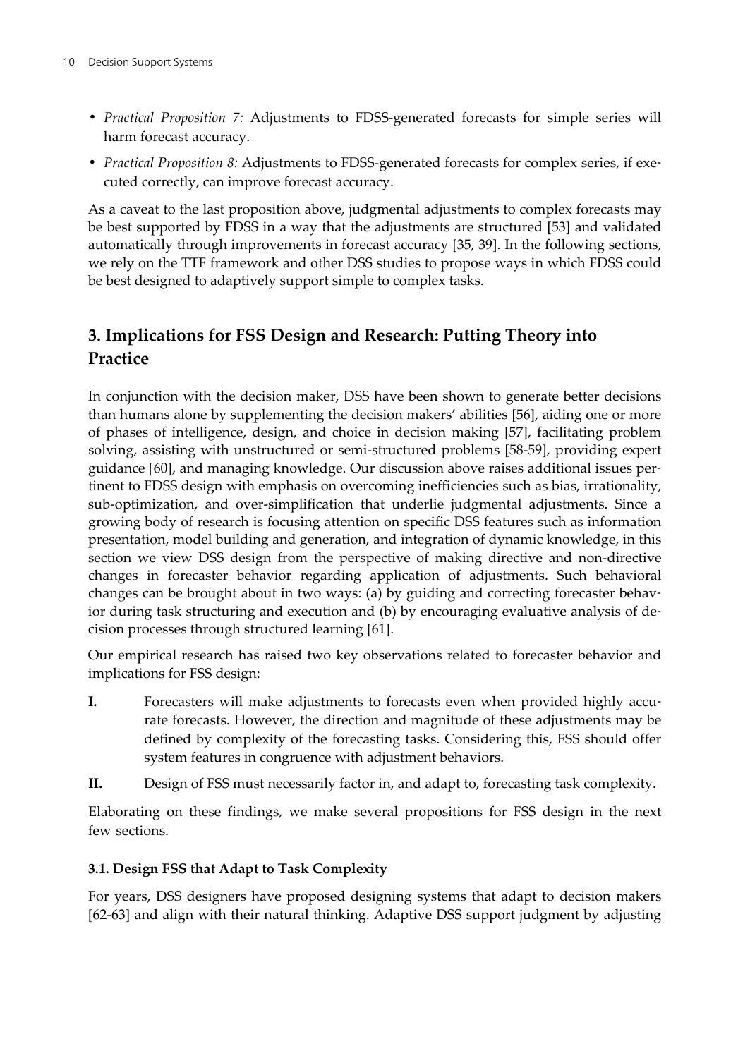- *Practical Proposition 7:* Adjustments to FDSS-generated forecasts for simple series will harm forecast accuracy.
- *Practical Proposition 8:* Adjustments to FDSS-generated forecasts for complex series, if executed correctly, can improve forecast accuracy.

As a caveat to the last proposition above, judgmental adjustments to complex forecasts may be best supported by FDSS in a way that the adjustments are structured [53] and validated automatically through improvements in forecast accuracy [35, 39]. In the following sections, we rely on the TTF framework and other DSS studies to propose ways in which FDSS could be best designed to adaptively support simple to complex tasks.

## 3. Implications for FSS Design and Research: Putting Theory into Practice

In conjunction with the decision maker, DSS have been shown to generate better decisions than humans alone by supplementing the decision makers' abilities [56], aiding one or more of phases of intelligence, design, and choice in decision making [57], facilitating problem solving, assisting with unstructured or semi-structured problems [58-59], providing expert guidance [60], and managing knowledge. Our discussion above raises additional issues pertinent to FDSS design with emphasis on overcoming inefficiencies such as bias, irrationality, sub-optimization, and over-simplification that underlie judgmental adjustments. Since a growing body of research is focusing attention on specific DSS features such as information presentation, model building and generation, and integration of dynamic knowledge, in this section we view DSS design from the perspective of making directive and non-directive changes in forecaster behavior regarding application of adjustments. Such behavioral changes can be brought about in two ways: (a) by guiding and correcting forecaster behavior during task structuring and execution and (b) by encouraging evaluative analysis of decision processes through structured learning [61].

Our empirical research has raised two key observations related to forecaster behavior and implications for FSS design:

**I.** Forecasters will make adjustments to forecasts even when provided highly accurate forecasts. However, the direction and magnitude of these adjustments may be defined by complexity of the forecasting tasks. Considering this, FSS should offer system features in congruence with adjustment behaviors.

**II.** Design of FSS must necessarily factor in, and adapt to, forecasting task complexity.

Elaborating on these findings, we make several propositions for FSS design in the next few sections.

### 3.1. Design FSS that Adapt to Task Complexity

For years, DSS designers have proposed designing systems that adapt to decision makers [62-63] and align with their natural thinking. Adaptive DSS support judgment by adjusting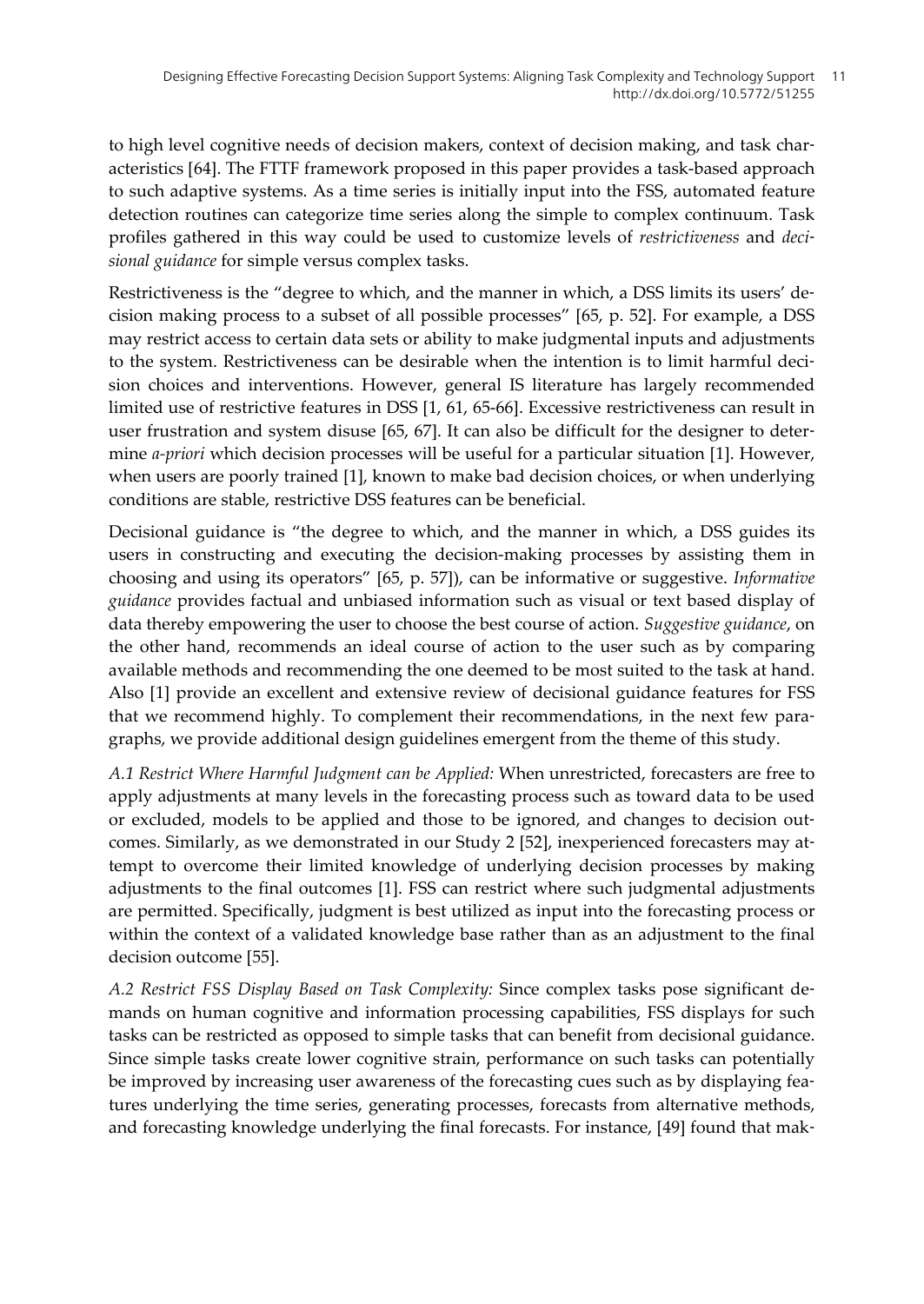to high level cognitive needs of decision makers, context of decision making, and task characteristics [64]. The FTTF framework proposed in this paper provides a task-based approach to such adaptive systems. As a time series is initially input into the FSS, automated feature detection routines can categorize time series along the simple to complex continuum. Task profiles gathered in this way could be used to customize levels of *restrictiveness* and *decisional guidance* for simple versus complex tasks.

Restrictiveness is the "degree to which, and the manner in which, a DSS limits its users' decision making process to a subset of all possible processes" [65, p. 52]. For example, a DSS may restrict access to certain data sets or ability to make judgmental inputs and adjustments to the system. Restrictiveness can be desirable when the intention is to limit harmful decision choices and interventions. However, general IS literature has largely recommended limited use of restrictive features in DSS [1, 61, 65-66]. Excessive restrictiveness can result in user frustration and system disuse [65, 67]. It can also be difficult for the designer to determine *a-priori* which decision processes will be useful for a particular situation [1]. However, when users are poorly trained [1], known to make bad decision choices, or when underlying conditions are stable, restrictive DSS features can be beneficial.

Decisional guidance is "the degree to which, and the manner in which, a DSS guides its users in constructing and executing the decision-making processes by assisting them in choosing and using its operators" [65, p. 57]), can be informative or suggestive. *Informative guidance* provides factual and unbiased information such as visual or text based display of data thereby empowering the user to choose the best course of action. *Suggestive guidance*, on the other hand, recommends an ideal course of action to the user such as by comparing available methods and recommending the one deemed to be most suited to the task at hand. Also [1] provide an excellent and extensive review of decisional guidance features for FSS that we recommend highly. To complement their recommendations, in the next few paragraphs, we provide additional design guidelines emergent from the theme of this study.

*A.1 Restrict Where Harmful Judgment can be Applied:* When unrestricted, forecasters are free to apply adjustments at many levels in the forecasting process such as toward data to be used or excluded, models to be applied and those to be ignored, and changes to decision outcomes. Similarly, as we demonstrated in our Study 2 [52], inexperienced forecasters may attempt to overcome their limited knowledge of underlying decision processes by making adjustments to the final outcomes [1]. FSS can restrict where such judgmental adjustments are permitted. Specifically, judgment is best utilized as input into the forecasting process or within the context of a validated knowledge base rather than as an adjustment to the final decision outcome [55].

*A.2 Restrict FSS Display Based on Task Complexity:* Since complex tasks pose significant demands on human cognitive and information processing capabilities, FSS displays for such tasks can be restricted as opposed to simple tasks that can benefit from decisional guidance. Since simple tasks create lower cognitive strain, performance on such tasks can potentially be improved by increasing user awareness of the forecasting cues such as by displaying features underlying the time series, generating processes, forecasts from alternative methods, and forecasting knowledge underlying the final forecasts. For instance, [49] found that mak-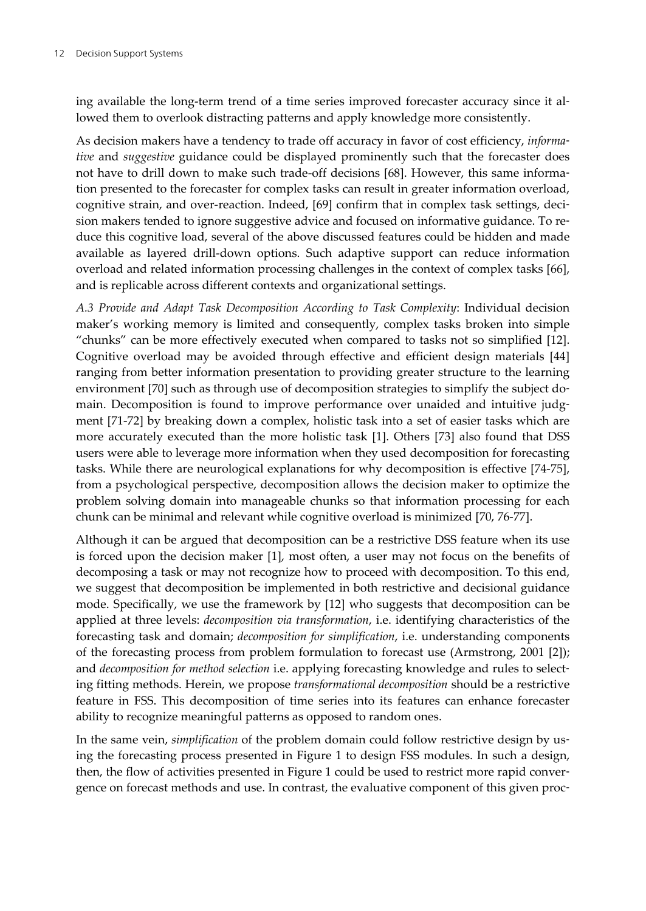ing available the long-term trend of a time series improved forecaster accuracy since it allowed them to overlook distracting patterns and apply knowledge more consistently.

As decision makers have a tendency to trade off accuracy in favor of cost efficiency, *informative* and *suggestive* guidance could be displayed prominently such that the forecaster does not have to drill down to make such trade-off decisions [68]. However, this same information presented to the forecaster for complex tasks can result in greater information overload, cognitive strain, and over-reaction. Indeed, [69] confirm that in complex task settings, decision makers tended to ignore suggestive advice and focused on informative guidance. To reduce this cognitive load, several of the above discussed features could be hidden and made available as layered drill-down options. Such adaptive support can reduce information overload and related information processing challenges in the context of complex tasks [66], and is replicable across different contexts and organizational settings.

*A.3 Provide and Adapt Task Decomposition According to Task Complexity*: Individual decision maker's working memory is limited and consequently, complex tasks broken into simple "chunks" can be more effectively executed when compared to tasks not so simplified [12]. Cognitive overload may be avoided through effective and efficient design materials [44] ranging from better information presentation to providing greater structure to the learning environment [70] such as through use of decomposition strategies to simplify the subject domain. Decomposition is found to improve performance over unaided and intuitive judgment [71-72] by breaking down a complex, holistic task into a set of easier tasks which are more accurately executed than the more holistic task [1]. Others [73] also found that DSS users were able to leverage more information when they used decomposition for forecasting tasks. While there are neurological explanations for why decomposition is effective [74-75], from a psychological perspective, decomposition allows the decision maker to optimize the problem solving domain into manageable chunks so that information processing for each chunk can be minimal and relevant while cognitive overload is minimized [70, 76-77].

Although it can be argued that decomposition can be a restrictive DSS feature when its use is forced upon the decision maker [1], most often, a user may not focus on the benefits of decomposing a task or may not recognize how to proceed with decomposition. To this end, we suggest that decomposition be implemented in both restrictive and decisional guidance mode. Specifically, we use the framework by [12] who suggests that decomposition can be applied at three levels: *decomposition via transformation*, i.e. identifying characteristics of the forecasting task and domain; *decomposition for simplification*, i.e. understanding components of the forecasting process from problem formulation to forecast use (Armstrong, 2001 [2]); and *decomposition for method selection* i.e. applying forecasting knowledge and rules to selecting fitting methods. Herein, we propose *transformational decomposition* should be a restrictive feature in FSS. This decomposition of time series into its features can enhance forecaster ability to recognize meaningful patterns as opposed to random ones.

In the same vein, *simplification* of the problem domain could follow restrictive design by using the forecasting process presented in Figure 1 to design FSS modules. In such a design, then, the flow of activities presented in Figure 1 could be used to restrict more rapid convergence on forecast methods and use. In contrast, the evaluative component of this given proc-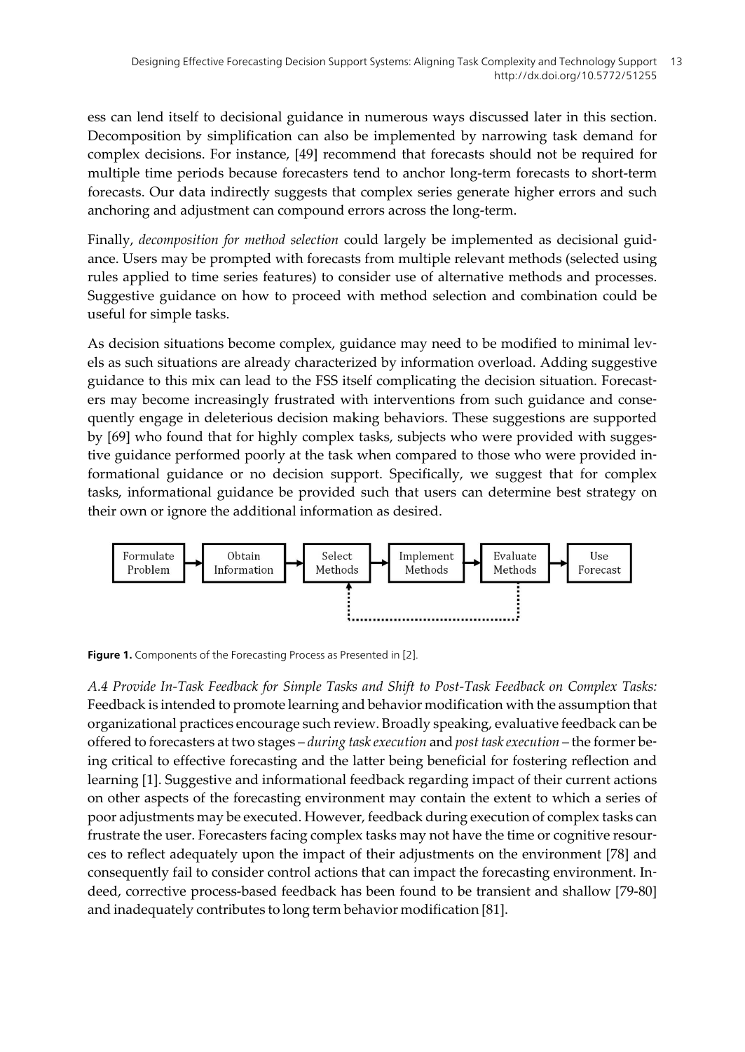ess can lend itself to decisional guidance in numerous ways discussed later in this section. Decomposition by simplification can also be implemented by narrowing task demand for complex decisions. For instance, [49] recommend that forecasts should not be required for multiple time periods because forecasters tend to anchor long-term forecasts to short-term forecasts. Our data indirectly suggests that complex series generate higher errors and such anchoring and adjustment can compound errors across the long-term.

Finally, *decomposition for method selection* could largely be implemented as decisional guidance. Users may be prompted with forecasts from multiple relevant methods (selected using rules applied to time series features) to consider use of alternative methods and processes. Suggestive guidance on how to proceed with method selection and combination could be useful for simple tasks.

As decision situations become complex, guidance may need to be modified to minimal levels as such situations are already characterized by information overload. Adding suggestive guidance to this mix can lead to the FSS itself complicating the decision situation. Forecasters may become increasingly frustrated with interventions from such guidance and consequently engage in deleterious decision making behaviors. These suggestions are supported by [69] who found that for highly complex tasks, subjects who were provided with suggestive guidance performed poorly at the task when compared to those who were provided informational guidance or no decision support. Specifically, we suggest that for complex tasks, informational guidance be provided such that users can determine best strategy on their own or ignore the additional information as desired.

Formulate Problem
Obtain Information
Select Methods
Implement Methods
Evaluate Methods
Use Forecast

**Figure 1.** Components of the Forecasting Process as Presented in [2].

*A.4 Provide In-Task Feedback for Simple Tasks and Shift to Post-Task Feedback on Complex Tasks:* Feedback is intended to promote learning and behavior modification with the assumption that organizational practices encourage such review. Broadly speaking, evaluative feedback can be offered to forecasters at two stages – *during task execution* and *post task execution* – the former being critical to effective forecasting and the latter being beneficial for fostering reflection and learning [1]. Suggestive and informational feedback regarding impact of their current actions on other aspects of the forecasting environment may contain the extent to which a series of poor adjustments may be executed. However, feedback during execution of complex tasks can frustrate the user. Forecasters facing complex tasks may not have the time or cognitive resources to reflect adequately upon the impact of their adjustments on the environment [78] and consequently fail to consider control actions that can impact the forecasting environment. Indeed, corrective process-based feedback has been found to be transient and shallow [79-80] and inadequately contributes to long term behavior modification [81].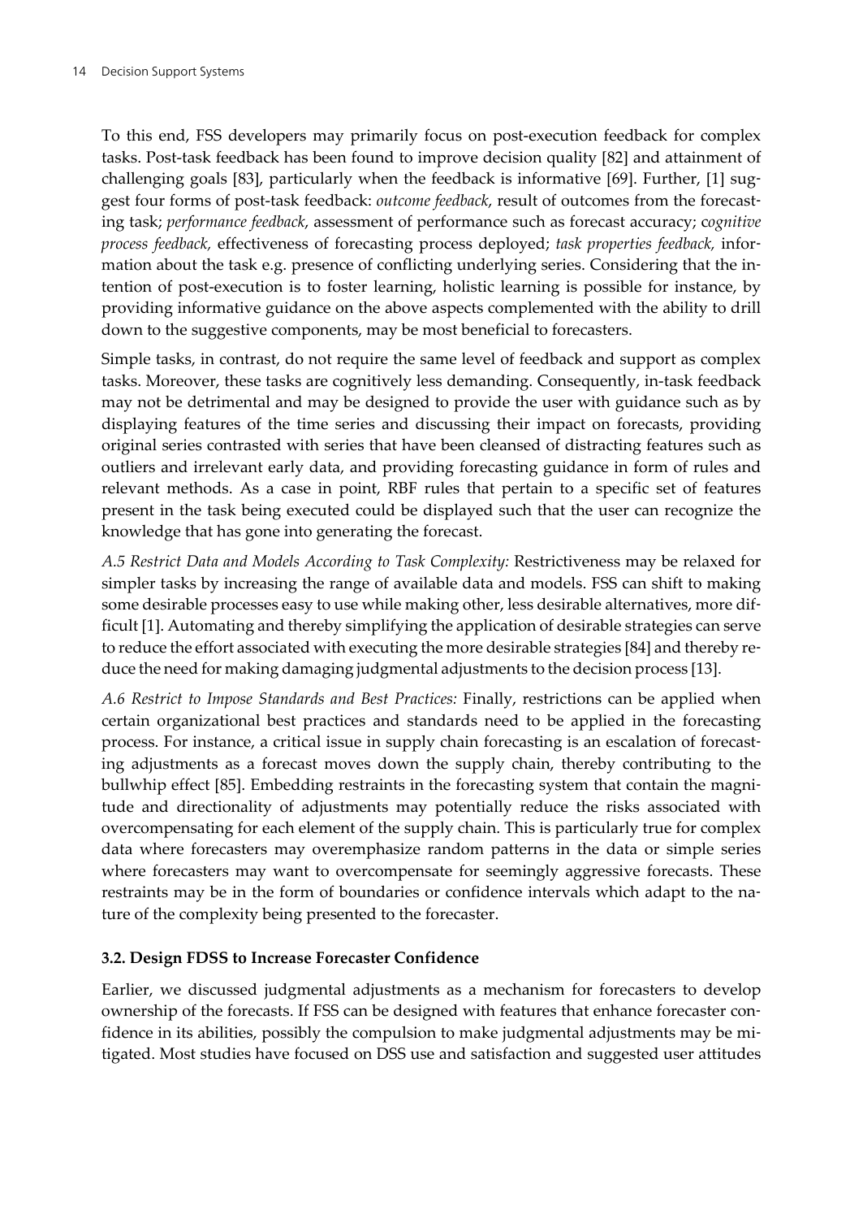To this end, FSS developers may primarily focus on post-execution feedback for complex tasks. Post-task feedback has been found to improve decision quality [82] and attainment of challenging goals [83], particularly when the feedback is informative [69]. Further, [1] suggest four forms of post-task feedback: *outcome feedback*, result of outcomes from the forecasting task; *performance feedback*, assessment of performance such as forecast accuracy; c*ognitive process feedback,* effectiveness of forecasting process deployed; *task properties feedback*, information about the task e.g. presence of conflicting underlying series. Considering that the intention of post-execution is to foster learning, holistic learning is possible for instance, by providing informative guidance on the above aspects complemented with the ability to drill down to the suggestive components, may be most beneficial to forecasters.

Simple tasks, in contrast, do not require the same level of feedback and support as complex tasks. Moreover, these tasks are cognitively less demanding. Consequently, in-task feedback may not be detrimental and may be designed to provide the user with guidance such as by displaying features of the time series and discussing their impact on forecasts, providing original series contrasted with series that have been cleansed of distracting features such as outliers and irrelevant early data, and providing forecasting guidance in form of rules and relevant methods. As a case in point, RBF rules that pertain to a specific set of features present in the task being executed could be displayed such that the user can recognize the knowledge that has gone into generating the forecast.

*A.5 Restrict Data and Models According to Task Complexity:* Restrictiveness may be relaxed for simpler tasks by increasing the range of available data and models. FSS can shift to making some desirable processes easy to use while making other, less desirable alternatives, more difficult [1]. Automating and thereby simplifying the application of desirable strategies can serve to reduce the effort associated with executing the more desirable strategies [84] and thereby reduce the need for making damaging judgmental adjustments to the decision process [13].

*A.6 Restrict to Impose Standards and Best Practices:* Finally, restrictions can be applied when certain organizational best practices and standards need to be applied in the forecasting process. For instance, a critical issue in supply chain forecasting is an escalation of forecasting adjustments as a forecast moves down the supply chain, thereby contributing to the bullwhip effect [85]. Embedding restraints in the forecasting system that contain the magnitude and directionality of adjustments may potentially reduce the risks associated with overcompensating for each element of the supply chain. This is particularly true for complex data where forecasters may overemphasize random patterns in the data or simple series where forecasters may want to overcompensate for seemingly aggressive forecasts. These restraints may be in the form of boundaries or confidence intervals which adapt to the nature of the complexity being presented to the forecaster.

### 3.2. Design FDSS to Increase Forecaster Confidence

Earlier, we discussed judgmental adjustments as a mechanism for forecasters to develop ownership of the forecasts. If FSS can be designed with features that enhance forecaster confidence in its abilities, possibly the compulsion to make judgmental adjustments may be mitigated. Most studies have focused on DSS use and satisfaction and suggested user attitudes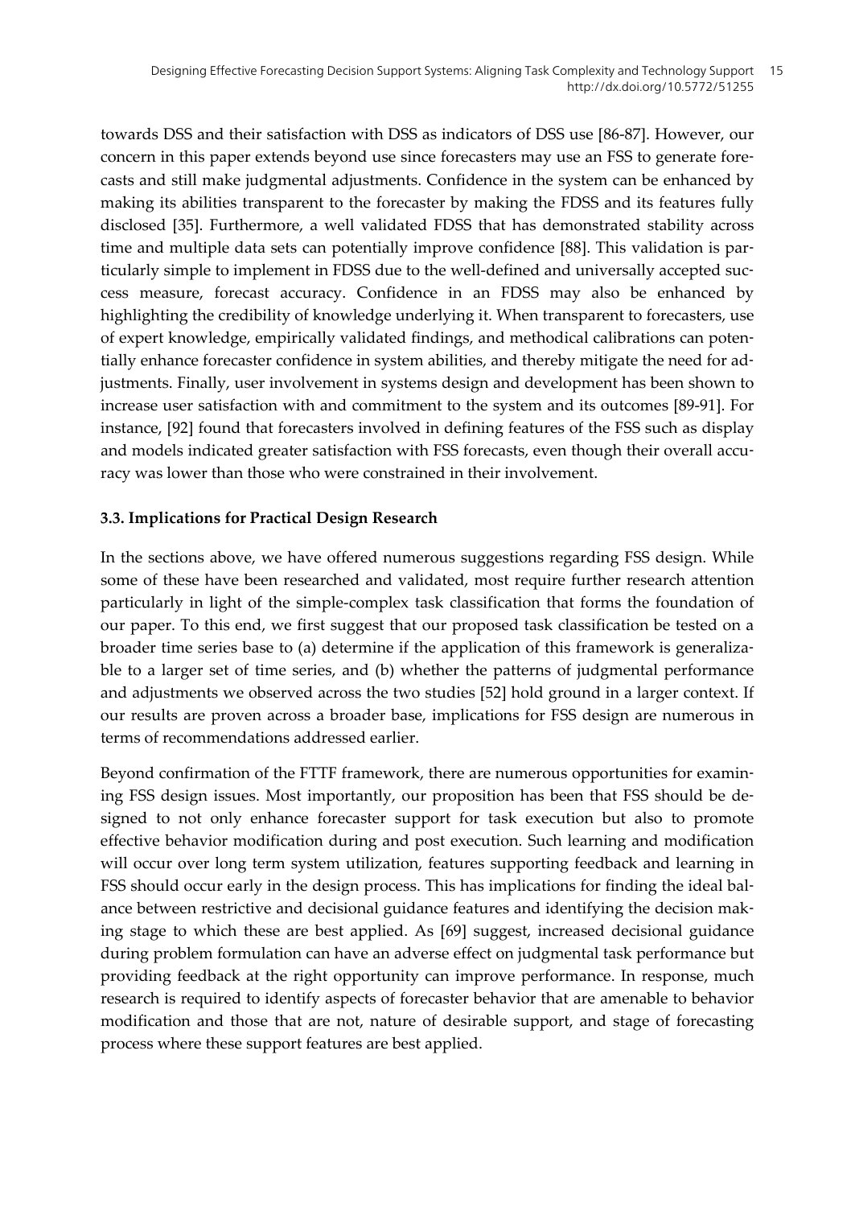towards DSS and their satisfaction with DSS as indicators of DSS use [86-87]. However, our concern in this paper extends beyond use since forecasters may use an FSS to generate forecasts and still make judgmental adjustments. Confidence in the system can be enhanced by making its abilities transparent to the forecaster by making the FDSS and its features fully disclosed [35]. Furthermore, a well validated FDSS that has demonstrated stability across time and multiple data sets can potentially improve confidence [88]. This validation is particularly simple to implement in FDSS due to the well-defined and universally accepted success measure, forecast accuracy. Confidence in an FDSS may also be enhanced by highlighting the credibility of knowledge underlying it. When transparent to forecasters, use of expert knowledge, empirically validated findings, and methodical calibrations can potentially enhance forecaster confidence in system abilities, and thereby mitigate the need for adjustments. Finally, user involvement in systems design and development has been shown to increase user satisfaction with and commitment to the system and its outcomes [89-91]. For instance, [92] found that forecasters involved in defining features of the FSS such as display and models indicated greater satisfaction with FSS forecasts, even though their overall accuracy was lower than those who were constrained in their involvement.

### 3.3. Implications for Practical Design Research

In the sections above, we have offered numerous suggestions regarding FSS design. While some of these have been researched and validated, most require further research attention particularly in light of the simple-complex task classification that forms the foundation of our paper. To this end, we first suggest that our proposed task classification be tested on a broader time series base to (a) determine if the application of this framework is generalizable to a larger set of time series, and (b) whether the patterns of judgmental performance and adjustments we observed across the two studies [52] hold ground in a larger context. If our results are proven across a broader base, implications for FSS design are numerous in terms of recommendations addressed earlier.

Beyond confirmation of the FTTF framework, there are numerous opportunities for examining FSS design issues. Most importantly, our proposition has been that FSS should be designed to not only enhance forecaster support for task execution but also to promote effective behavior modification during and post execution. Such learning and modification will occur over long term system utilization, features supporting feedback and learning in FSS should occur early in the design process. This has implications for finding the ideal balance between restrictive and decisional guidance features and identifying the decision making stage to which these are best applied. As [69] suggest, increased decisional guidance during problem formulation can have an adverse effect on judgmental task performance but providing feedback at the right opportunity can improve performance. In response, much research is required to identify aspects of forecaster behavior that are amenable to behavior modification and those that are not, nature of desirable support, and stage of forecasting process where these support features are best applied.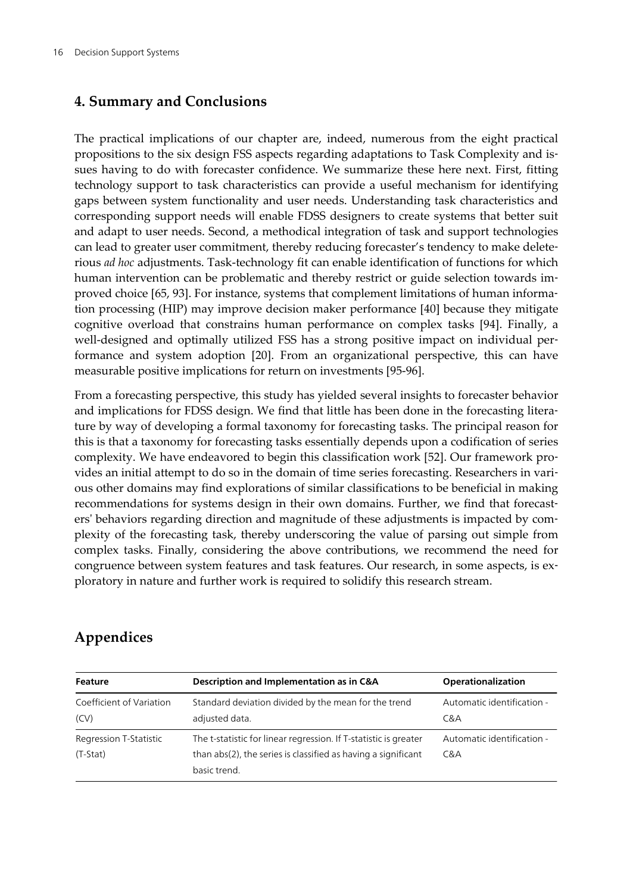## 4. Summary and Conclusions

The practical implications of our chapter are, indeed, numerous from the eight practical propositions to the six design FSS aspects regarding adaptations to Task Complexity and issues having to do with forecaster confidence. We summarize these here next. First, fitting technology support to task characteristics can provide a useful mechanism for identifying gaps between system functionality and user needs. Understanding task characteristics and corresponding support needs will enable FDSS designers to create systems that better suit and adapt to user needs. Second, a methodical integration of task and support technologies can lead to greater user commitment, thereby reducing forecaster's tendency to make deleterious *ad hoc* adjustments. Task-technology fit can enable identification of functions for which human intervention can be problematic and thereby restrict or guide selection towards improved choice [65, 93]. For instance, systems that complement limitations of human information processing (HIP) may improve decision maker performance [40] because they mitigate cognitive overload that constrains human performance on complex tasks [94]. Finally, a well-designed and optimally utilized FSS has a strong positive impact on individual performance and system adoption [20]. From an organizational perspective, this can have measurable positive implications for return on investments [95-96].

From a forecasting perspective, this study has yielded several insights to forecaster behavior and implications for FDSS design. We find that little has been done in the forecasting literature by way of developing a formal taxonomy for forecasting tasks. The principal reason for this is that a taxonomy for forecasting tasks essentially depends upon a codification of series complexity. We have endeavored to begin this classification work [52]. Our framework provides an initial attempt to do so in the domain of time series forecasting. Researchers in various other domains may find explorations of similar classifications to be beneficial in making recommendations for systems design in their own domains. Further, we find that forecasters' behaviors regarding direction and magnitude of these adjustments is impacted by complexity of the forecasting task, thereby underscoring the value of parsing out simple from complex tasks. Finally, considering the above contributions, we recommend the need for congruence between system features and task features. Our research, in some aspects, is exploratory in nature and further work is required to solidify this research stream.

## Appendices

| Feature | Description and Implementation as in C&A | Operationalization |
|---|---|---|
| Coefficient of Variation (CV) | Standard deviation divided by the mean for the trend adjusted data. | Automatic identification - C&A |
| Regression T-Statistic (T-Stat) | The t-statistic for linear regression. If T-statistic is greater than abs(2), the series is classified as having a significant basic trend. | Automatic identification - C&A |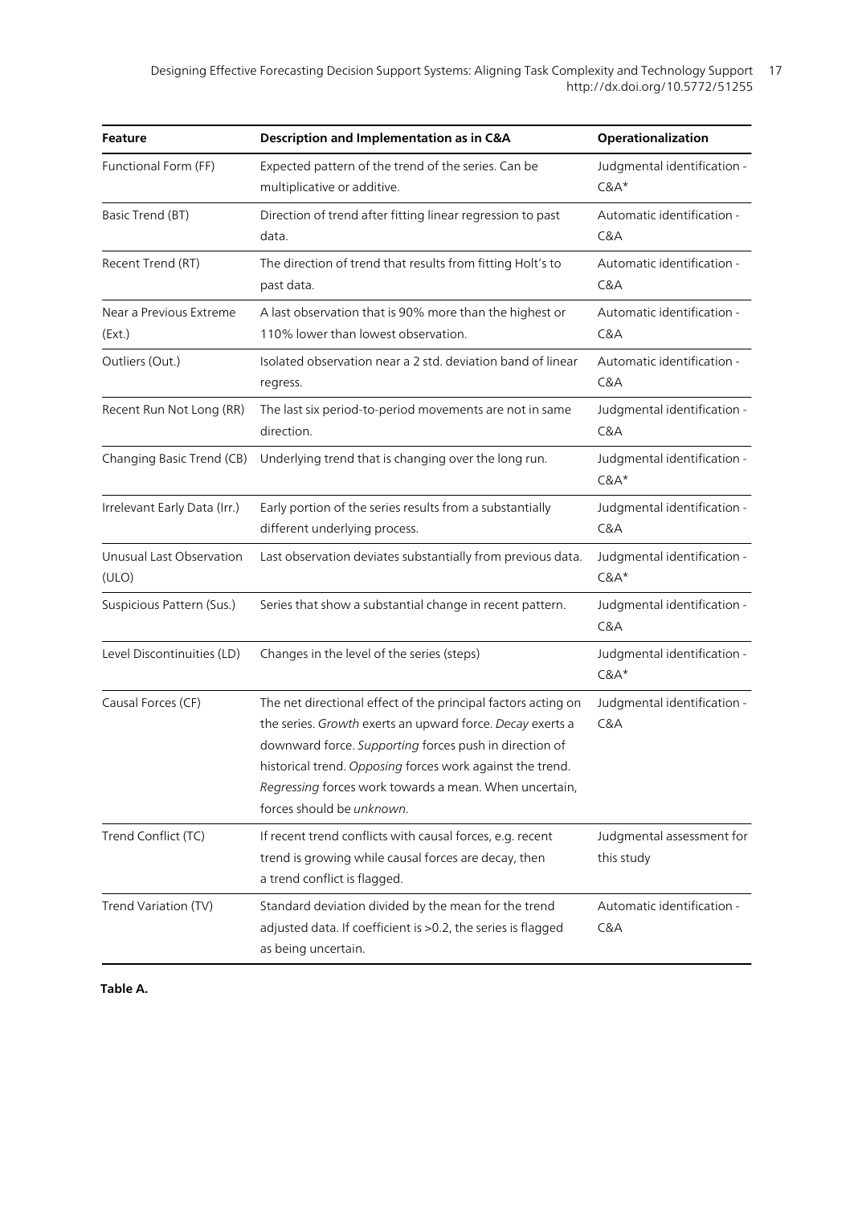| Feature | Description and Implementation as in C&A | Operationalization |
|---|---|---|
| Functional Form (FF) | Expected pattern of the trend of the series. Can be multiplicative or additive. | Judgmental identification - C&A* |
| Basic Trend (BT) | Direction of trend after fitting linear regression to past data. | Automatic identification - C&A |
| Recent Trend (RT) | The direction of trend that results from fitting Holt's to past data. | Automatic identification - C&A |
| Near a Previous Extreme (Ext.) | A last observation that is 90% more than the highest or 110% lower than lowest observation. | Automatic identification - C&A |
| Outliers (Out.) | Isolated observation near a 2 std. deviation band of linear regress. | Automatic identification - C&A |
| Recent Run Not Long (RR) | The last six period-to-period movements are not in same direction. | Judgmental identification - C&A |
| Changing Basic Trend (CB) | Underlying trend that is changing over the long run. | Judgmental identification - C&A* |
| Irrelevant Early Data (Irr.) | Early portion of the series results from a substantially different underlying process. | Judgmental identification - C&A |
| Unusual Last Observation (ULO) | Last observation deviates substantially from previous data. | Judgmental identification - C&A* |
| Suspicious Pattern (Sus.) | Series that show a substantial change in recent pattern. | Judgmental identification - C&A |
| Level Discontinuities (LD) | Changes in the level of the series (steps) | Judgmental identification - C&A* |
| Causal Forces (CF) | The net directional effect of the principal factors acting on the series. *Growth* exerts an upward force. *Decay* exerts a downward force. *Supporting* forces push in direction of historical trend. *Opposing* forces work against the trend. *Regressing* forces work towards a mean. When uncertain, forces should be *unknown*. | Judgmental identification - C&A |
| Trend Conflict (TC) | If recent trend conflicts with causal forces, e.g. recent trend is growing while causal forces are decay, then a trend conflict is flagged. | Judgmental assessment for this study |
| Trend Variation (TV) | Standard deviation divided by the mean for the trend adjusted data. If coefficient is >0.2, the series is flagged as being uncertain. | Automatic identification - C&A |

**Table A.**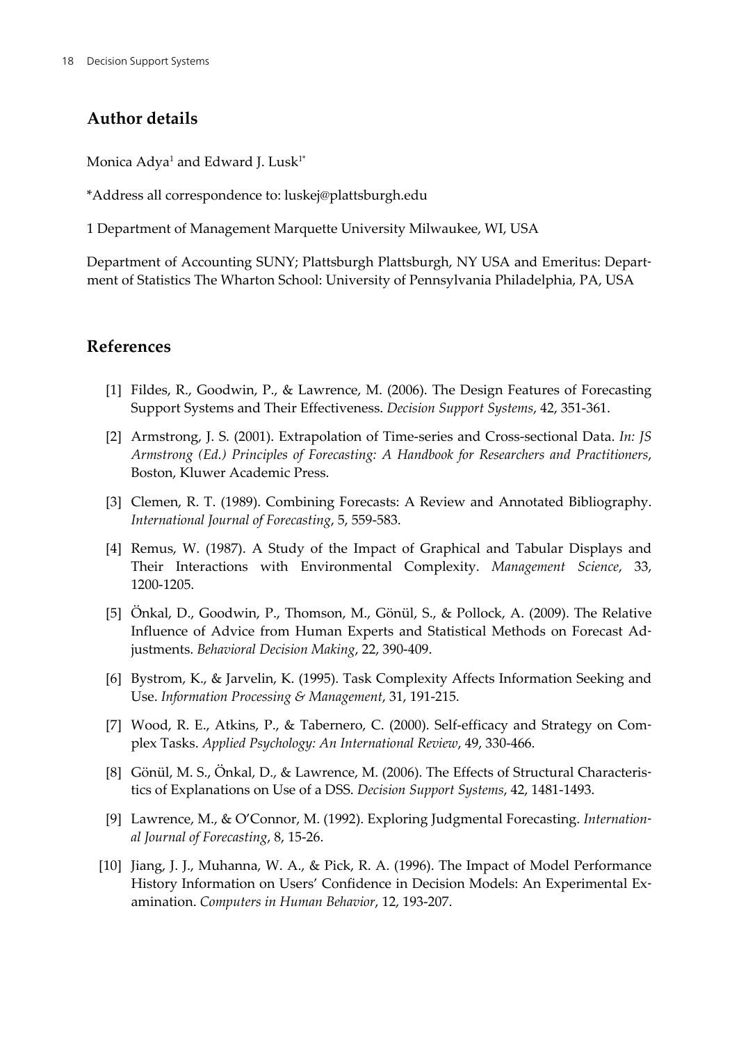## Author details

Monica Adya[1] and Edward J. Lusk[1*]

*Address all correspondence to: luskej@plattsburgh.edu

1 Department of Management Marquette University Milwaukee, WI, USA

Department of Accounting SUNY; Plattsburgh Plattsburgh, NY USA and Emeritus: Department of Statistics The Wharton School: University of Pennsylvania Philadelphia, PA, USA

## References

[1] Fildes, R., Goodwin, P., & Lawrence, M. (2006). The Design Features of Forecasting Support Systems and Their Effectiveness. *Decision Support Systems*, 42, 351-361.

[2] Armstrong, J. S. (2001). Extrapolation of Time-series and Cross-sectional Data. *In: JS Armstrong (Ed.) Principles of Forecasting: A Handbook for Researchers and Practitioners*, Boston, Kluwer Academic Press.

[3] Clemen, R. T. (1989). Combining Forecasts: A Review and Annotated Bibliography. *International Journal of Forecasting*, 5, 559-583.

[4] Remus, W. (1987). A Study of the Impact of Graphical and Tabular Displays and Their Interactions with Environmental Complexity. *Management Science*, 33, 1200-1205.

[5] Önkal, D., Goodwin, P., Thomson, M., Gönül, S., & Pollock, A. (2009). The Relative Influence of Advice from Human Experts and Statistical Methods on Forecast Adjustments. *Behavioral Decision Making*, 22, 390-409.

[6] Bystrom, K., & Jarvelin, K. (1995). Task Complexity Affects Information Seeking and Use. *Information Processing & Management*, 31, 191-215.

[7] Wood, R. E., Atkins, P., & Tabernero, C. (2000). Self-efficacy and Strategy on Complex Tasks. *Applied Psychology: An International Review*, 49, 330-466.

[8] Gönül, M. S., Önkal, D., & Lawrence, M. (2006). The Effects of Structural Characteristics of Explanations on Use of a DSS. *Decision Support Systems*, 42, 1481-1493.

[9] Lawrence, M., & O'Connor, M. (1992). Exploring Judgmental Forecasting. *International Journal of Forecasting*, 8, 15-26.

[10] Jiang, J. J., Muhanna, W. A., & Pick, R. A. (1996). The Impact of Model Performance History Information on Users' Confidence in Decision Models: An Experimental Examination. *Computers in Human Behavior*, 12, 193-207.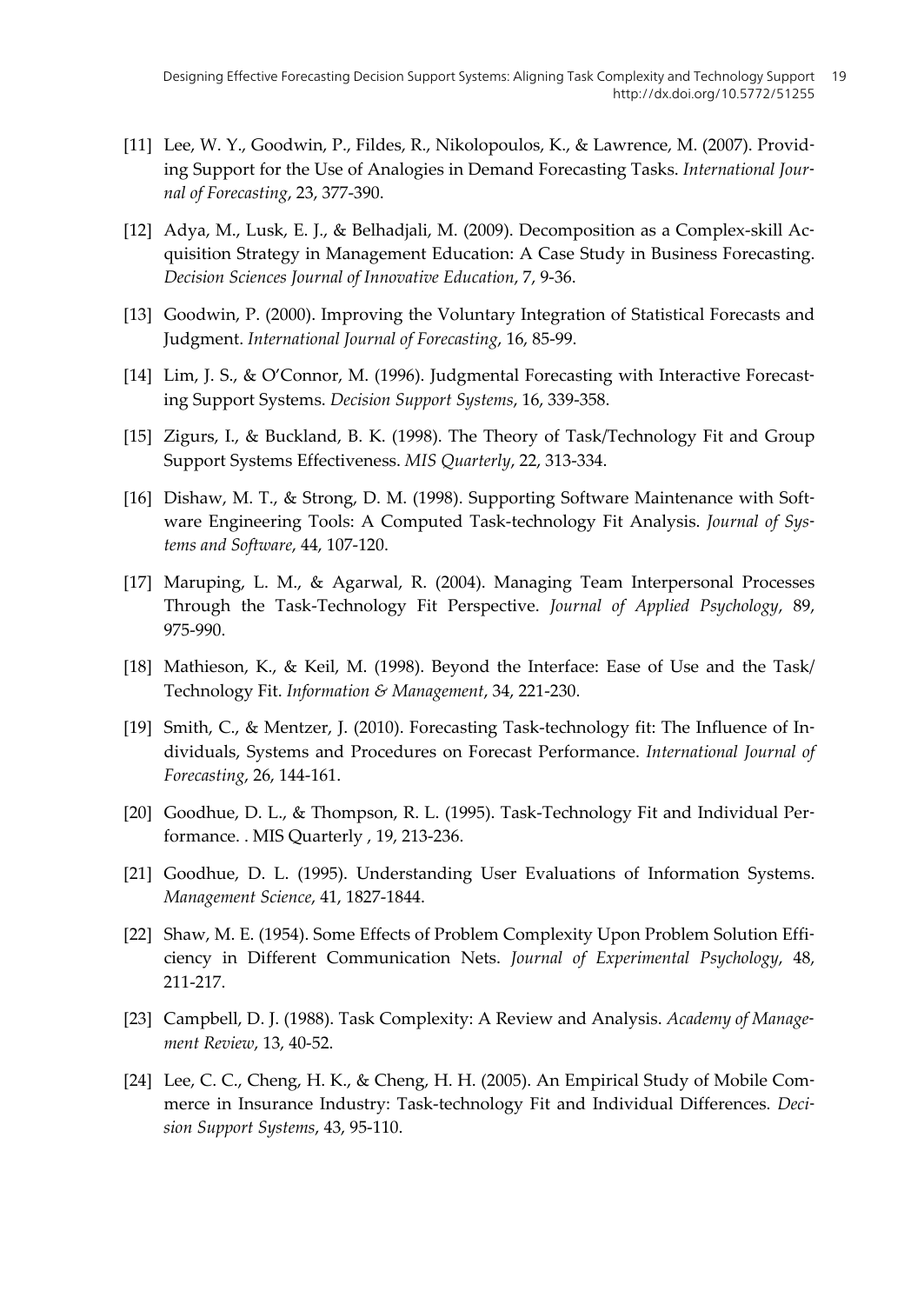[11] Lee, W. Y., Goodwin, P., Fildes, R., Nikolopoulos, K., & Lawrence, M. (2007). Providing Support for the Use of Analogies in Demand Forecasting Tasks. *International Journal of Forecasting*, 23, 377-390.

[12] Adya, M., Lusk, E. J., & Belhadjali, M. (2009). Decomposition as a Complex-skill Acquisition Strategy in Management Education: A Case Study in Business Forecasting. *Decision Sciences Journal of Innovative Education*, 7, 9-36.

[13] Goodwin, P. (2000). Improving the Voluntary Integration of Statistical Forecasts and Judgment. *International Journal of Forecasting*, 16, 85-99.

[14] Lim, J. S., & O'Connor, M. (1996). Judgmental Forecasting with Interactive Forecasting Support Systems. *Decision Support Systems*, 16, 339-358.

[15] Zigurs, I., & Buckland, B. K. (1998). The Theory of Task/Technology Fit and Group Support Systems Effectiveness. *MIS Quarterly*, 22, 313-334.

[16] Dishaw, M. T., & Strong, D. M. (1998). Supporting Software Maintenance with Software Engineering Tools: A Computed Task-technology Fit Analysis. *Journal of Systems and Software*, 44, 107-120.

[17] Maruping, L. M., & Agarwal, R. (2004). Managing Team Interpersonal Processes Through the Task-Technology Fit Perspective. *Journal of Applied Psychology*, 89, 975-990.

[18] Mathieson, K., & Keil, M. (1998). Beyond the Interface: Ease of Use and the Task/Technology Fit. *Information & Management*, 34, 221-230.

[19] Smith, C., & Mentzer, J. (2010). Forecasting Task-technology fit: The Influence of Individuals, Systems and Procedures on Forecast Performance. *International Journal of Forecasting*, 26, 144-161.

[20] Goodhue, D. L., & Thompson, R. L. (1995). Task-Technology Fit and Individual Performance. . MIS Quarterly , 19, 213-236.

[21] Goodhue, D. L. (1995). Understanding User Evaluations of Information Systems. *Management Science*, 41, 1827-1844.

[22] Shaw, M. E. (1954). Some Effects of Problem Complexity Upon Problem Solution Efficiency in Different Communication Nets. *Journal of Experimental Psychology*, 48, 211-217.

[23] Campbell, D. J. (1988). Task Complexity: A Review and Analysis. *Academy of Management Review*, 13, 40-52.

[24] Lee, C. C., Cheng, H. K., & Cheng, H. H. (2005). An Empirical Study of Mobile Commerce in Insurance Industry: Task-technology Fit and Individual Differences. *Decision Support Systems*, 43, 95-110.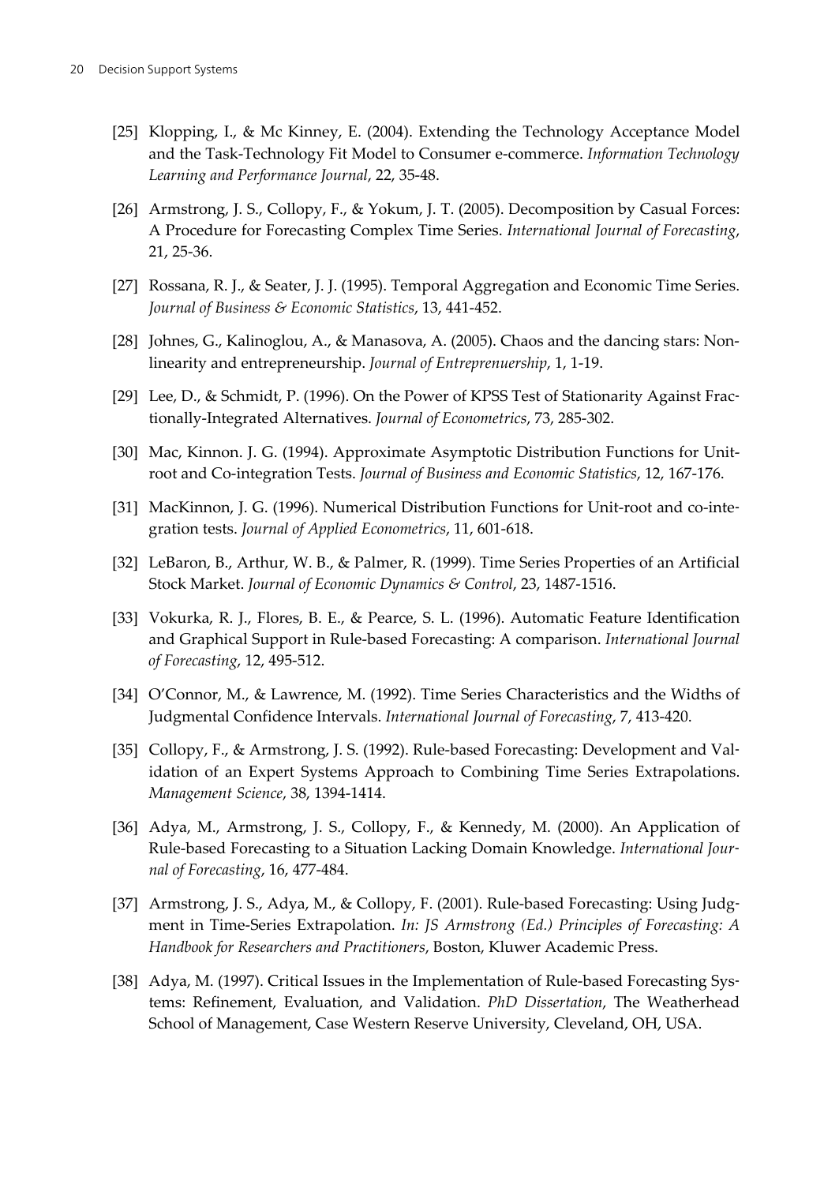[25] Klopping, I., & Mc Kinney, E. (2004). Extending the Technology Acceptance Model and the Task-Technology Fit Model to Consumer e-commerce. *Information Technology Learning and Performance Journal*, 22, 35-48.

[26] Armstrong, J. S., Collopy, F., & Yokum, J. T. (2005). Decomposition by Casual Forces: A Procedure for Forecasting Complex Time Series. *International Journal of Forecasting*, 21, 25-36.

[27] Rossana, R. J., & Seater, J. J. (1995). Temporal Aggregation and Economic Time Series. *Journal of Business & Economic Statistics*, 13, 441-452.

[28] Johnes, G., Kalinoglou, A., & Manasova, A. (2005). Chaos and the dancing stars: Nonlinearity and entrepreneurship. *Journal of Entreprenuership*, 1, 1-19.

[29] Lee, D., & Schmidt, P. (1996). On the Power of KPSS Test of Stationarity Against Fractionally-Integrated Alternatives. *Journal of Econometrics*, 73, 285-302.

[30] Mac, Kinnon. J. G. (1994). Approximate Asymptotic Distribution Functions for Unit-root and Co-integration Tests. *Journal of Business and Economic Statistics*, 12, 167-176.

[31] MacKinnon, J. G. (1996). Numerical Distribution Functions for Unit-root and co-integration tests. *Journal of Applied Econometrics*, 11, 601-618.

[32] LeBaron, B., Arthur, W. B., & Palmer, R. (1999). Time Series Properties of an Artificial Stock Market. *Journal of Economic Dynamics & Control*, 23, 1487-1516.

[33] Vokurka, R. J., Flores, B. E., & Pearce, S. L. (1996). Automatic Feature Identification and Graphical Support in Rule-based Forecasting: A comparison. *International Journal of Forecasting*, 12, 495-512.

[34] O'Connor, M., & Lawrence, M. (1992). Time Series Characteristics and the Widths of Judgmental Confidence Intervals. *International Journal of Forecasting*, 7, 413-420.

[35] Collopy, F., & Armstrong, J. S. (1992). Rule-based Forecasting: Development and Validation of an Expert Systems Approach to Combining Time Series Extrapolations. *Management Science*, 38, 1394-1414.

[36] Adya, M., Armstrong, J. S., Collopy, F., & Kennedy, M. (2000). An Application of Rule-based Forecasting to a Situation Lacking Domain Knowledge. *International Journal of Forecasting*, 16, 477-484.

[37] Armstrong, J. S., Adya, M., & Collopy, F. (2001). Rule-based Forecasting: Using Judgment in Time-Series Extrapolation. *In: JS Armstrong (Ed.) Principles of Forecasting: A Handbook for Researchers and Practitioners*, Boston, Kluwer Academic Press.

[38] Adya, M. (1997). Critical Issues in the Implementation of Rule-based Forecasting Systems: Refinement, Evaluation, and Validation. *PhD Dissertation*, The Weatherhead School of Management, Case Western Reserve University, Cleveland, OH, USA.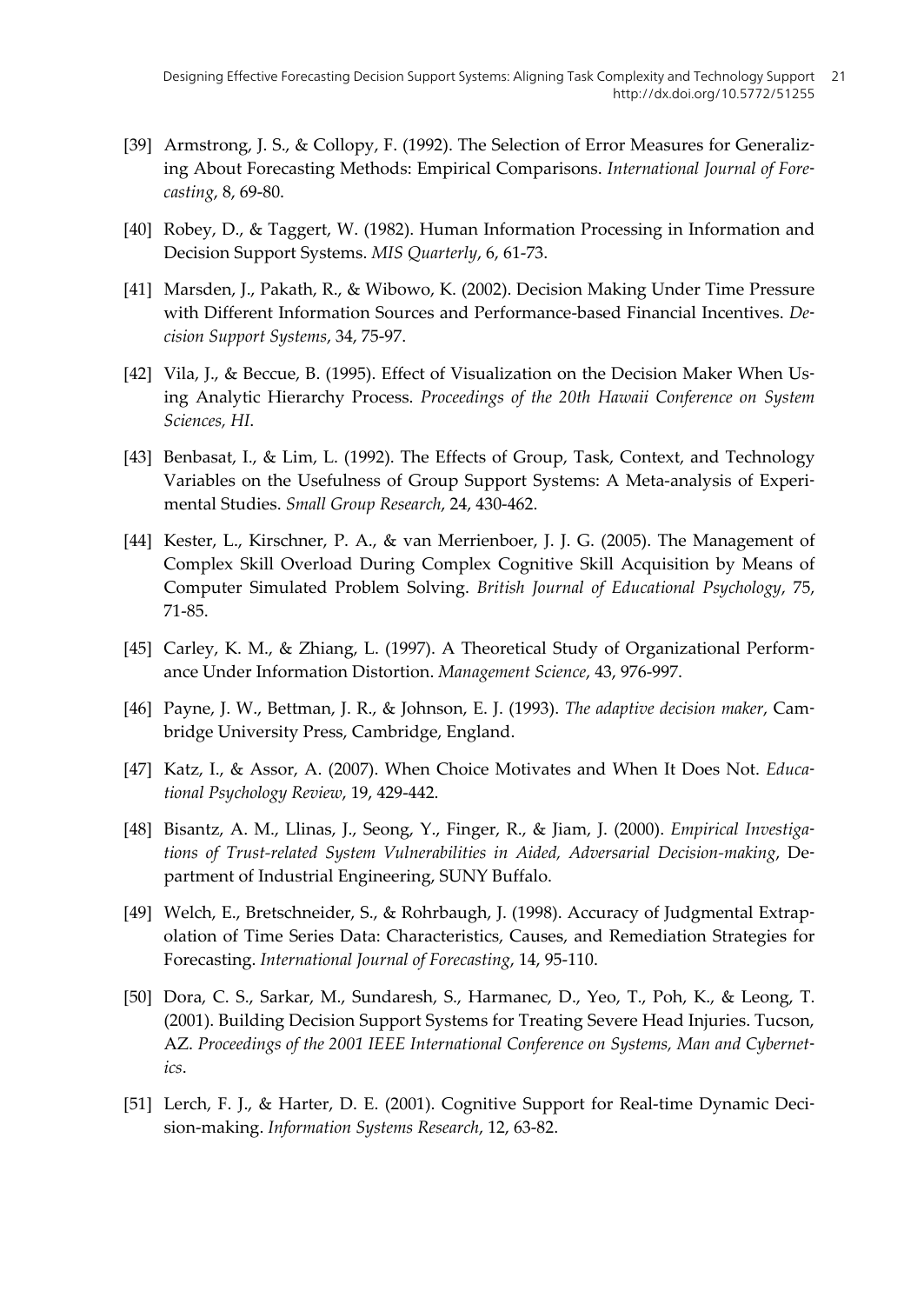[39] Armstrong, J. S., & Collopy, F. (1992). The Selection of Error Measures for Generalizing About Forecasting Methods: Empirical Comparisons. *International Journal of Forecasting*, 8, 69-80.

[40] Robey, D., & Taggert, W. (1982). Human Information Processing in Information and Decision Support Systems. *MIS Quarterly*, 6, 61-73.

[41] Marsden, J., Pakath, R., & Wibowo, K. (2002). Decision Making Under Time Pressure with Different Information Sources and Performance-based Financial Incentives. *Decision Support Systems*, 34, 75-97.

[42] Vila, J., & Beccue, B. (1995). Effect of Visualization on the Decision Maker When Using Analytic Hierarchy Process. *Proceedings of the 20th Hawaii Conference on System Sciences, HI*.

[43] Benbasat, I., & Lim, L. (1992). The Effects of Group, Task, Context, and Technology Variables on the Usefulness of Group Support Systems: A Meta-analysis of Experimental Studies. *Small Group Research*, 24, 430-462.

[44] Kester, L., Kirschner, P. A., & van Merrienboer, J. J. G. (2005). The Management of Complex Skill Overload During Complex Cognitive Skill Acquisition by Means of Computer Simulated Problem Solving. *British Journal of Educational Psychology*, 75, 71-85.

[45] Carley, K. M., & Zhiang, L. (1997). A Theoretical Study of Organizational Performance Under Information Distortion. *Management Science*, 43, 976-997.

[46] Payne, J. W., Bettman, J. R., & Johnson, E. J. (1993). *The adaptive decision maker*, Cambridge University Press, Cambridge, England.

[47] Katz, I., & Assor, A. (2007). When Choice Motivates and When It Does Not. *Educational Psychology Review*, 19, 429-442.

[48] Bisantz, A. M., Llinas, J., Seong, Y., Finger, R., & Jiam, J. (2000). *Empirical Investigations of Trust-related System Vulnerabilities in Aided, Adversarial Decision-making*, Department of Industrial Engineering, SUNY Buffalo.

[49] Welch, E., Bretschneider, S., & Rohrbaugh, J. (1998). Accuracy of Judgmental Extrapolation of Time Series Data: Characteristics, Causes, and Remediation Strategies for Forecasting. *International Journal of Forecasting*, 14, 95-110.

[50] Dora, C. S., Sarkar, M., Sundaresh, S., Harmanec, D., Yeo, T., Poh, K., & Leong, T. (2001). Building Decision Support Systems for Treating Severe Head Injuries. Tucson, AZ. *Proceedings of the 2001 IEEE International Conference on Systems, Man and Cybernetics*.

[51] Lerch, F. J., & Harter, D. E. (2001). Cognitive Support for Real-time Dynamic Decision-making. *Information Systems Research*, 12, 63-82.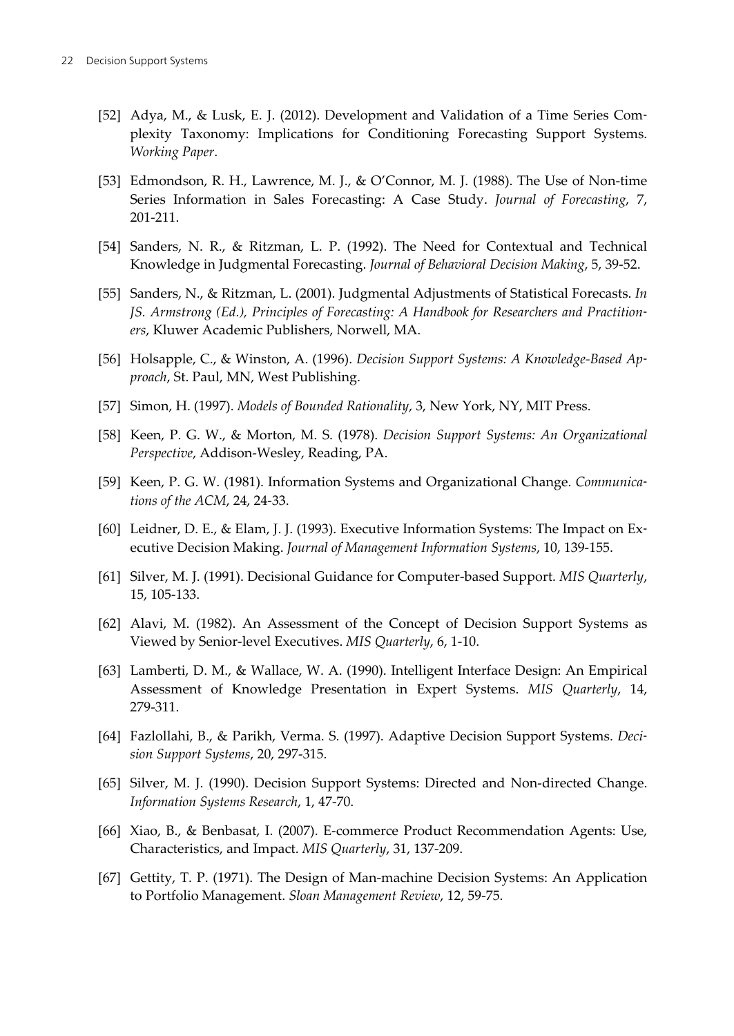[52] Adya, M., & Lusk, E. J. (2012). Development and Validation of a Time Series Complexity Taxonomy: Implications for Conditioning Forecasting Support Systems. *Working Paper*.

[53] Edmondson, R. H., Lawrence, M. J., & O'Connor, M. J. (1988). The Use of Non-time Series Information in Sales Forecasting: A Case Study. *Journal of Forecasting*, 7, 201-211.

[54] Sanders, N. R., & Ritzman, L. P. (1992). The Need for Contextual and Technical Knowledge in Judgmental Forecasting. *Journal of Behavioral Decision Making*, 5, 39-52.

[55] Sanders, N., & Ritzman, L. (2001). Judgmental Adjustments of Statistical Forecasts. *In JS. Armstrong (Ed.), Principles of Forecasting: A Handbook for Researchers and Practitioners*, Kluwer Academic Publishers, Norwell, MA.

[56] Holsapple, C., & Winston, A. (1996). *Decision Support Systems: A Knowledge-Based Approach*, St. Paul, MN, West Publishing.

[57] Simon, H. (1997). *Models of Bounded Rationality*, 3, New York, NY, MIT Press.

[58] Keen, P. G. W., & Morton, M. S. (1978). *Decision Support Systems: An Organizational Perspective*, Addison-Wesley, Reading, PA.

[59] Keen, P. G. W. (1981). Information Systems and Organizational Change. *Communications of the ACM*, 24, 24-33.

[60] Leidner, D. E., & Elam, J. J. (1993). Executive Information Systems: The Impact on Executive Decision Making. *Journal of Management Information Systems*, 10, 139-155.

[61] Silver, M. J. (1991). Decisional Guidance for Computer-based Support. *MIS Quarterly*, 15, 105-133.

[62] Alavi, M. (1982). An Assessment of the Concept of Decision Support Systems as Viewed by Senior-level Executives. *MIS Quarterly*, 6, 1-10.

[63] Lamberti, D. M., & Wallace, W. A. (1990). Intelligent Interface Design: An Empirical Assessment of Knowledge Presentation in Expert Systems. *MIS Quarterly*, 14, 279-311.

[64] Fazlollahi, B., & Parikh, Verma. S. (1997). Adaptive Decision Support Systems. *Decision Support Systems*, 20, 297-315.

[65] Silver, M. J. (1990). Decision Support Systems: Directed and Non-directed Change. *Information Systems Research*, 1, 47-70.

[66] Xiao, B., & Benbasat, I. (2007). E-commerce Product Recommendation Agents: Use, Characteristics, and Impact. *MIS Quarterly*, 31, 137-209.

[67] Gettity, T. P. (1971). The Design of Man-machine Decision Systems: An Application to Portfolio Management. *Sloan Management Review*, 12, 59-75.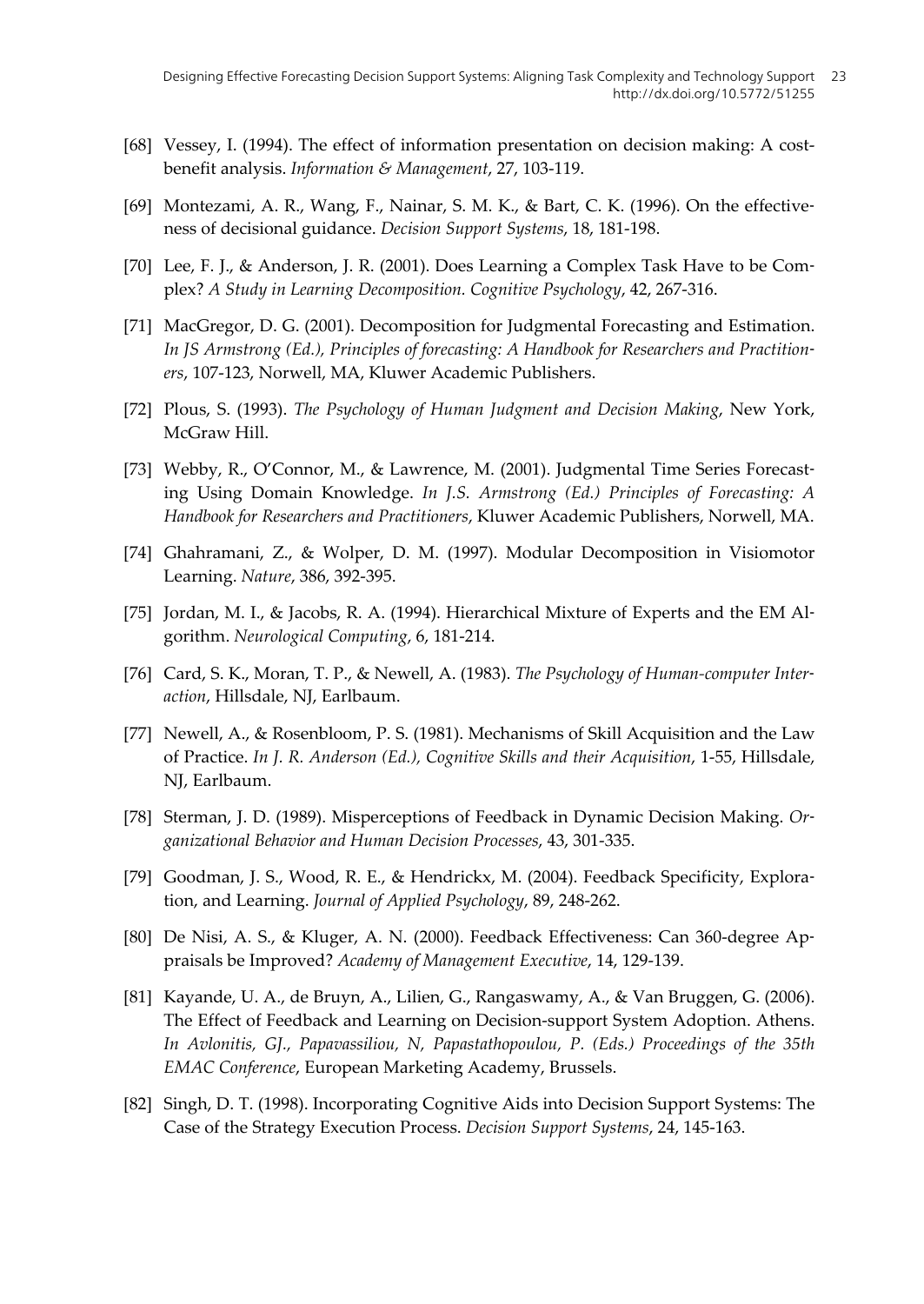[68] Vessey, I. (1994). The effect of information presentation on decision making: A cost-benefit analysis. *Information & Management*, 27, 103-119.

[69] Montezami, A. R., Wang, F., Nainar, S. M. K., & Bart, C. K. (1996). On the effectiveness of decisional guidance. *Decision Support Systems*, 18, 181-198.

[70] Lee, F. J., & Anderson, J. R. (2001). Does Learning a Complex Task Have to be Complex? *A Study in Learning Decomposition. Cognitive Psychology*, 42, 267-316.

[71] MacGregor, D. G. (2001). Decomposition for Judgmental Forecasting and Estimation. *In JS Armstrong (Ed.), Principles of forecasting: A Handbook for Researchers and Practitioners*, 107-123, Norwell, MA, Kluwer Academic Publishers.

[72] Plous, S. (1993). *The Psychology of Human Judgment and Decision Making*, New York, McGraw Hill.

[73] Webby, R., O'Connor, M., & Lawrence, M. (2001). Judgmental Time Series Forecasting Using Domain Knowledge. *In J.S. Armstrong (Ed.) Principles of Forecasting: A Handbook for Researchers and Practitioners*, Kluwer Academic Publishers, Norwell, MA.

[74] Ghahramani, Z., & Wolper, D. M. (1997). Modular Decomposition in Visiomotor Learning. *Nature*, 386, 392-395.

[75] Jordan, M. I., & Jacobs, R. A. (1994). Hierarchical Mixture of Experts and the EM Algorithm. *Neurological Computing*, 6, 181-214.

[76] Card, S. K., Moran, T. P., & Newell, A. (1983). *The Psychology of Human-computer Interaction*, Hillsdale, NJ, Earlbaum.

[77] Newell, A., & Rosenbloom, P. S. (1981). Mechanisms of Skill Acquisition and the Law of Practice. *In J. R. Anderson (Ed.), Cognitive Skills and their Acquisition*, 1-55, Hillsdale, NJ, Earlbaum.

[78] Sterman, J. D. (1989). Misperceptions of Feedback in Dynamic Decision Making. *Organizational Behavior and Human Decision Processes*, 43, 301-335.

[79] Goodman, J. S., Wood, R. E., & Hendrickx, M. (2004). Feedback Specificity, Exploration, and Learning. *Journal of Applied Psychology*, 89, 248-262.

[80] De Nisi, A. S., & Kluger, A. N. (2000). Feedback Effectiveness: Can 360-degree Appraisals be Improved? *Academy of Management Executive*, 14, 129-139.

[81] Kayande, U. A., de Bruyn, A., Lilien, G., Rangaswamy, A., & Van Bruggen, G. (2006). The Effect of Feedback and Learning on Decision-support System Adoption. Athens. *In Avlonitis, GJ., Papavassiliou, N, Papastathopoulou, P. (Eds.) Proceedings of the 35th EMAC Conference*, European Marketing Academy, Brussels.

[82] Singh, D. T. (1998). Incorporating Cognitive Aids into Decision Support Systems: The Case of the Strategy Execution Process. *Decision Support Systems*, 24, 145-163.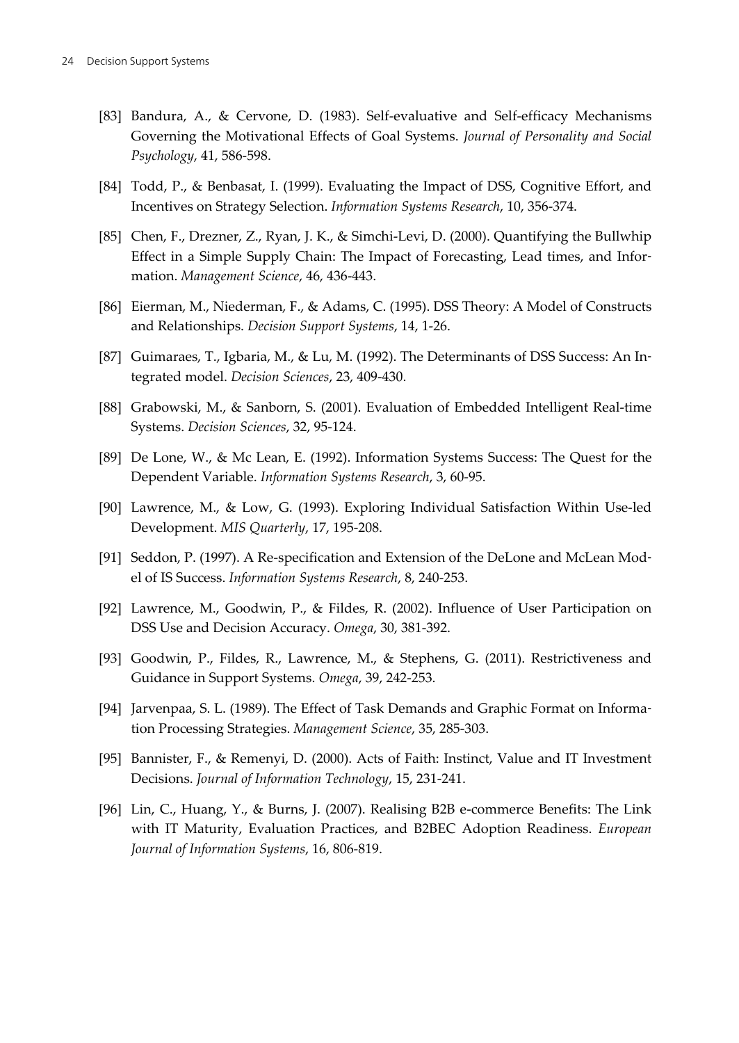[83] Bandura, A., & Cervone, D. (1983). Self-evaluative and Self-efficacy Mechanisms Governing the Motivational Effects of Goal Systems. *Journal of Personality and Social Psychology*, 41, 586-598.

[84] Todd, P., & Benbasat, I. (1999). Evaluating the Impact of DSS, Cognitive Effort, and Incentives on Strategy Selection. *Information Systems Research*, 10, 356-374.

[85] Chen, F., Drezner, Z., Ryan, J. K., & Simchi-Levi, D. (2000). Quantifying the Bullwhip Effect in a Simple Supply Chain: The Impact of Forecasting, Lead times, and Information. *Management Science*, 46, 436-443.

[86] Eierman, M., Niederman, F., & Adams, C. (1995). DSS Theory: A Model of Constructs and Relationships. *Decision Support Systems*, 14, 1-26.

[87] Guimaraes, T., Igbaria, M., & Lu, M. (1992). The Determinants of DSS Success: An Integrated model. *Decision Sciences*, 23, 409-430.

[88] Grabowski, M., & Sanborn, S. (2001). Evaluation of Embedded Intelligent Real-time Systems. *Decision Sciences*, 32, 95-124.

[89] De Lone, W., & Mc Lean, E. (1992). Information Systems Success: The Quest for the Dependent Variable. *Information Systems Research*, 3, 60-95.

[90] Lawrence, M., & Low, G. (1993). Exploring Individual Satisfaction Within Use-led Development. *MIS Quarterly*, 17, 195-208.

[91] Seddon, P. (1997). A Re-specification and Extension of the DeLone and McLean Model of IS Success. *Information Systems Research*, 8, 240-253.

[92] Lawrence, M., Goodwin, P., & Fildes, R. (2002). Influence of User Participation on DSS Use and Decision Accuracy. *Omega*, 30, 381-392.

[93] Goodwin, P., Fildes, R., Lawrence, M., & Stephens, G. (2011). Restrictiveness and Guidance in Support Systems. *Omega*, 39, 242-253.

[94] Jarvenpaa, S. L. (1989). The Effect of Task Demands and Graphic Format on Information Processing Strategies. *Management Science*, 35, 285-303.

[95] Bannister, F., & Remenyi, D. (2000). Acts of Faith: Instinct, Value and IT Investment Decisions. *Journal of Information Technology*, 15, 231-241.

[96] Lin, C., Huang, Y., & Burns, J. (2007). Realising B2B e-commerce Benefits: The Link with IT Maturity, Evaluation Practices, and B2BEC Adoption Readiness. *European Journal of Information Systems*, 16, 806-819.